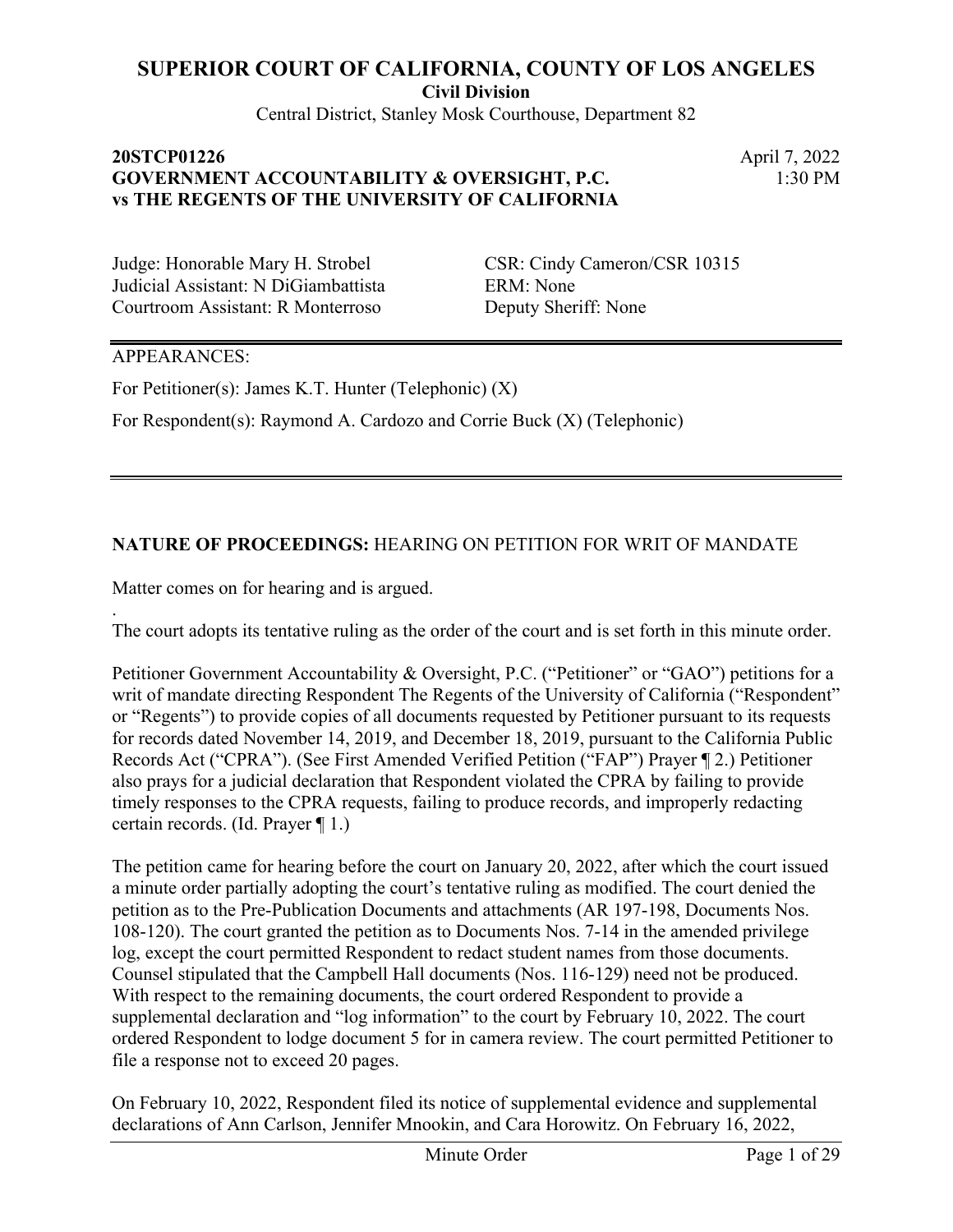# SUPERIOR COURT OF CALIFORNIA, COUNTY OF LOS ANGELES

**Civil Division**

Central District, Stanley Mosk Courthouse, Department 82

**20STCP01226**
**GOVERNMENT ACCOUNTABILITY & OVERSIGHT, P.C.**
**vs THE REGENTS OF THE UNIVERSITY OF CALIFORNIA**

April 7, 2022
1:30 PM

Judge: Honorable Mary H. Strobel
Judicial Assistant: N DiGiambattista
Courtroom Assistant: R Monterroso

CSR: Cindy Cameron/CSR 10315
ERM: None
Deputy Sheriff: None

APPEARANCES:

For Petitioner(s): James K.T. Hunter (Telephonic) (X)

For Respondent(s): Raymond A. Cardozo and Corrie Buck (X) (Telephonic)

**NATURE OF PROCEEDINGS:** HEARING ON PETITION FOR WRIT OF MANDATE

Matter comes on for hearing and is argued.

.

The court adopts its tentative ruling as the order of the court and is set forth in this minute order.

Petitioner Government Accountability & Oversight, P.C. ("Petitioner" or "GAO") petitions for a writ of mandate directing Respondent The Regents of the University of California ("Respondent" or "Regents") to provide copies of all documents requested by Petitioner pursuant to its requests for records dated November 14, 2019, and December 18, 2019, pursuant to the California Public Records Act ("CPRA"). (See First Amended Verified Petition ("FAP") Prayer ¶ 2.) Petitioner also prays for a judicial declaration that Respondent violated the CPRA by failing to provide timely responses to the CPRA requests, failing to produce records, and improperly redacting certain records. (Id. Prayer ¶ 1.)

The petition came for hearing before the court on January 20, 2022, after which the court issued a minute order partially adopting the court's tentative ruling as modified. The court denied the petition as to the Pre-Publication Documents and attachments (AR 197-198, Documents Nos. 108-120). The court granted the petition as to Documents Nos. 7-14 in the amended privilege log, except the court permitted Respondent to redact student names from those documents. Counsel stipulated that the Campbell Hall documents (Nos. 116-129) need not be produced. With respect to the remaining documents, the court ordered Respondent to provide a supplemental declaration and "log information" to the court by February 10, 2022. The court ordered Respondent to lodge document 5 for in camera review. The court permitted Petitioner to file a response not to exceed 20 pages.

On February 10, 2022, Respondent filed its notice of supplemental evidence and supplemental declarations of Ann Carlson, Jennifer Mnookin, and Cara Horowitz. On February 16, 2022,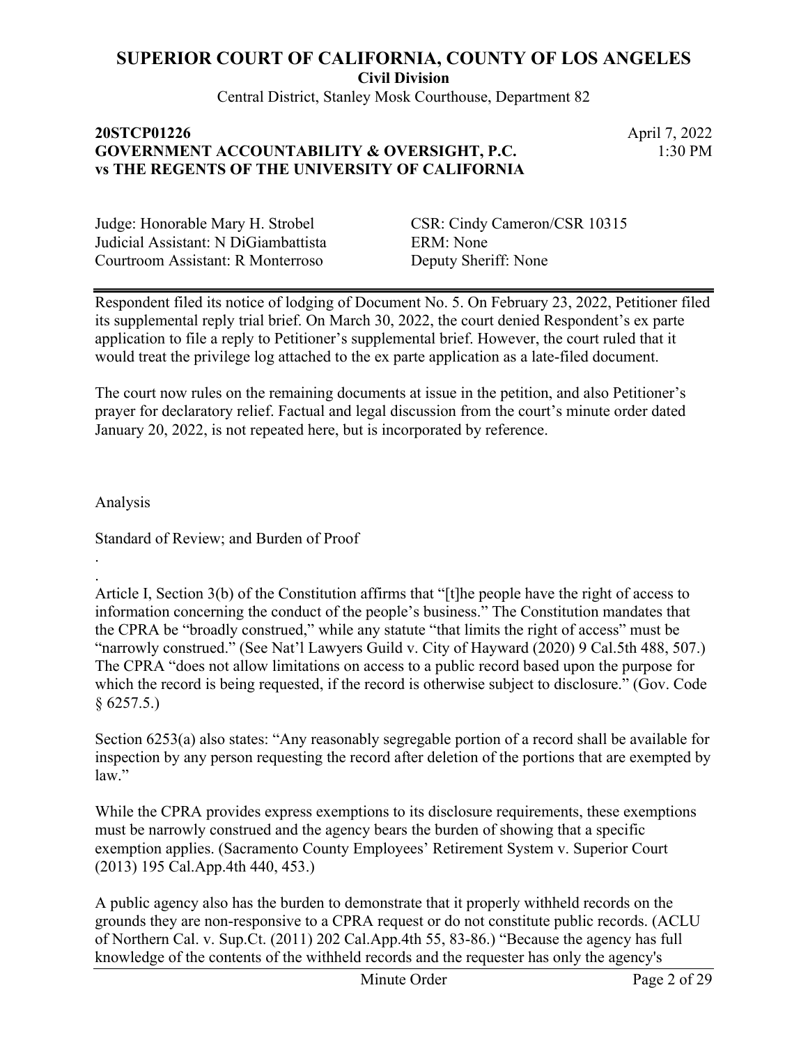Respondent filed its notice of lodging of Document No. 5. On February 23, 2022, Petitioner filed its supplemental reply trial brief. On March 30, 2022, the court denied Respondent's ex parte application to file a reply to Petitioner's supplemental brief. However, the court ruled that it would treat the privilege log attached to the ex parte application as a late-filed document.

The court now rules on the remaining documents at issue in the petition, and also Petitioner's prayer for declaratory relief. Factual and legal discussion from the court's minute order dated January 20, 2022, is not repeated here, but is incorporated by reference.

Analysis

Standard of Review; and Burden of Proof

.

.

Article I, Section 3(b) of the Constitution affirms that "[t]he people have the right of access to information concerning the conduct of the people's business." The Constitution mandates that the CPRA be "broadly construed," while any statute "that limits the right of access" must be "narrowly construed." (See Nat'l Lawyers Guild v. City of Hayward (2020) 9 Cal.5th 488, 507.) The CPRA "does not allow limitations on access to a public record based upon the purpose for which the record is being requested, if the record is otherwise subject to disclosure." (Gov. Code § 6257.5.)

Section 6253(a) also states: "Any reasonably segregable portion of a record shall be available for inspection by any person requesting the record after deletion of the portions that are exempted by law."

While the CPRA provides express exemptions to its disclosure requirements, these exemptions must be narrowly construed and the agency bears the burden of showing that a specific exemption applies. (Sacramento County Employees' Retirement System v. Superior Court (2013) 195 Cal.App.4th 440, 453.)

A public agency also has the burden to demonstrate that it properly withheld records on the grounds they are non-responsive to a CPRA request or do not constitute public records. (ACLU of Northern Cal. v. Sup.Ct. (2011) 202 Cal.App.4th 55, 83-86.) "Because the agency has full knowledge of the contents of the withheld records and the requester has only the agency's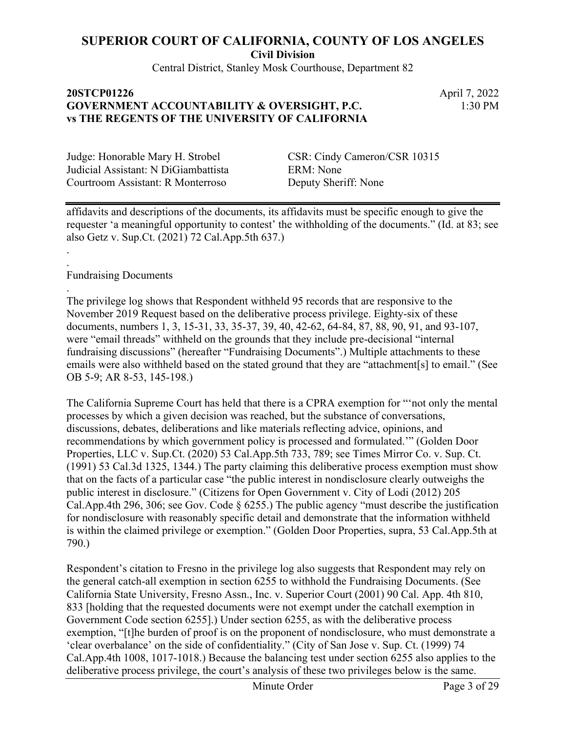affidavits and descriptions of the documents, its affidavits must be specific enough to give the requester 'a meaningful opportunity to contest' the withholding of the documents." (Id. at 83; see also Getz v. Sup.Ct. (2021) 72 Cal.App.5th 637.)

.

.

Fundraising Documents

.

The privilege log shows that Respondent withheld 95 records that are responsive to the November 2019 Request based on the deliberative process privilege. Eighty-six of these documents, numbers 1, 3, 15-31, 33, 35-37, 39, 40, 42-62, 64-84, 87, 88, 90, 91, and 93-107, were "email threads" withheld on the grounds that they include pre-decisional "internal fundraising discussions" (hereafter "Fundraising Documents".) Multiple attachments to these emails were also withheld based on the stated ground that they are "attachment[s] to email." (See OB 5-9; AR 8-53, 145-198.)

The California Supreme Court has held that there is a CPRA exemption for "'not only the mental processes by which a given decision was reached, but the substance of conversations, discussions, debates, deliberations and like materials reflecting advice, opinions, and recommendations by which government policy is processed and formulated.'" (Golden Door Properties, LLC v. Sup.Ct. (2020) 53 Cal.App.5th 733, 789; see Times Mirror Co. v. Sup. Ct. (1991) 53 Cal.3d 1325, 1344.) The party claiming this deliberative process exemption must show that on the facts of a particular case "the public interest in nondisclosure clearly outweighs the public interest in disclosure." (Citizens for Open Government v. City of Lodi (2012) 205 Cal.App.4th 296, 306; see Gov. Code § 6255.) The public agency "must describe the justification for nondisclosure with reasonably specific detail and demonstrate that the information withheld is within the claimed privilege or exemption." (Golden Door Properties, supra, 53 Cal.App.5th at 790.)

Respondent's citation to Fresno in the privilege log also suggests that Respondent may rely on the general catch-all exemption in section 6255 to withhold the Fundraising Documents. (See California State University, Fresno Assn., Inc. v. Superior Court (2001) 90 Cal. App. 4th 810, 833 [holding that the requested documents were not exempt under the catchall exemption in Government Code section 6255].) Under section 6255, as with the deliberative process exemption, "[t]he burden of proof is on the proponent of nondisclosure, who must demonstrate a 'clear overbalance' on the side of confidentiality." (City of San Jose v. Sup. Ct. (1999) 74 Cal.App.4th 1008, 1017-1018.) Because the balancing test under section 6255 also applies to the deliberative process privilege, the court's analysis of these two privileges below is the same.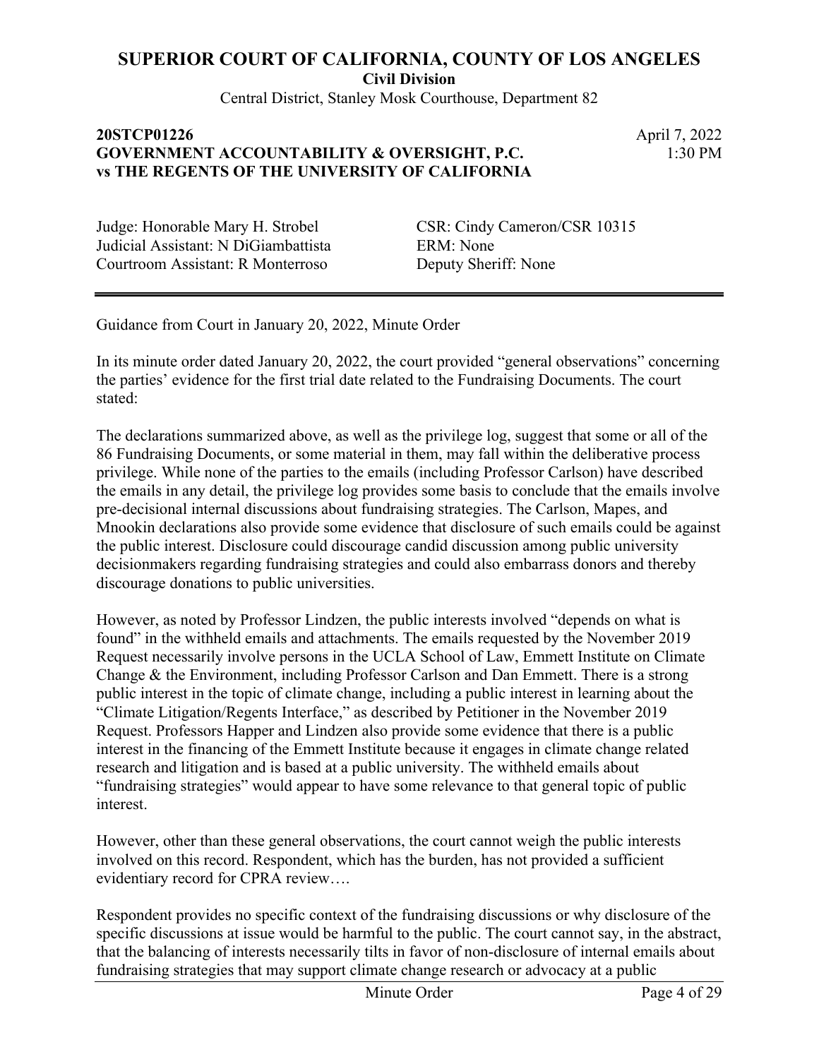Guidance from Court in January 20, 2022, Minute Order

In its minute order dated January 20, 2022, the court provided "general observations" concerning the parties' evidence for the first trial date related to the Fundraising Documents. The court stated:

The declarations summarized above, as well as the privilege log, suggest that some or all of the 86 Fundraising Documents, or some material in them, may fall within the deliberative process privilege. While none of the parties to the emails (including Professor Carlson) have described the emails in any detail, the privilege log provides some basis to conclude that the emails involve pre-decisional internal discussions about fundraising strategies. The Carlson, Mapes, and Mnookin declarations also provide some evidence that disclosure of such emails could be against the public interest. Disclosure could discourage candid discussion among public university decisionmakers regarding fundraising strategies and could also embarrass donors and thereby discourage donations to public universities.

However, as noted by Professor Lindzen, the public interests involved "depends on what is found" in the withheld emails and attachments. The emails requested by the November 2019 Request necessarily involve persons in the UCLA School of Law, Emmett Institute on Climate Change & the Environment, including Professor Carlson and Dan Emmett. There is a strong public interest in the topic of climate change, including a public interest in learning about the "Climate Litigation/Regents Interface," as described by Petitioner in the November 2019 Request. Professors Happer and Lindzen also provide some evidence that there is a public interest in the financing of the Emmett Institute because it engages in climate change related research and litigation and is based at a public university. The withheld emails about "fundraising strategies" would appear to have some relevance to that general topic of public interest.

However, other than these general observations, the court cannot weigh the public interests involved on this record. Respondent, which has the burden, has not provided a sufficient evidentiary record for CPRA review….

Respondent provides no specific context of the fundraising discussions or why disclosure of the specific discussions at issue would be harmful to the public. The court cannot say, in the abstract, that the balancing of interests necessarily tilts in favor of non-disclosure of internal emails about fundraising strategies that may support climate change research or advocacy at a public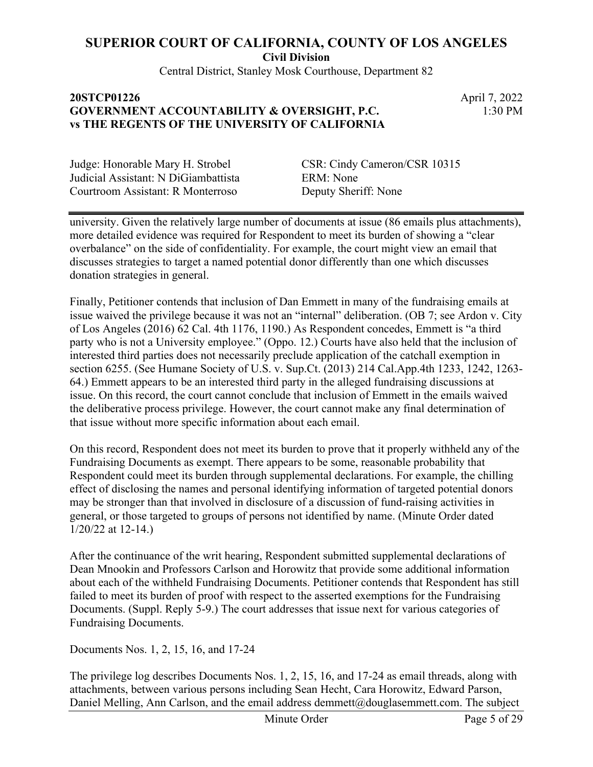university. Given the relatively large number of documents at issue (86 emails plus attachments), more detailed evidence was required for Respondent to meet its burden of showing a "clear overbalance" on the side of confidentiality. For example, the court might view an email that discusses strategies to target a named potential donor differently than one which discusses donation strategies in general.

Finally, Petitioner contends that inclusion of Dan Emmett in many of the fundraising emails at issue waived the privilege because it was not an "internal" deliberation. (OB 7; see Ardon v. City of Los Angeles (2016) 62 Cal. 4th 1176, 1190.) As Respondent concedes, Emmett is "a third party who is not a University employee." (Oppo. 12.) Courts have also held that the inclusion of interested third parties does not necessarily preclude application of the catchall exemption in section 6255. (See Humane Society of U.S. v. Sup.Ct. (2013) 214 Cal.App.4th 1233, 1242, 1263-64.) Emmett appears to be an interested third party in the alleged fundraising discussions at issue. On this record, the court cannot conclude that inclusion of Emmett in the emails waived the deliberative process privilege. However, the court cannot make any final determination of that issue without more specific information about each email.

On this record, Respondent does not meet its burden to prove that it properly withheld any of the Fundraising Documents as exempt. There appears to be some, reasonable probability that Respondent could meet its burden through supplemental declarations. For example, the chilling effect of disclosing the names and personal identifying information of targeted potential donors may be stronger than that involved in disclosure of a discussion of fund-raising activities in general, or those targeted to groups of persons not identified by name. (Minute Order dated 1/20/22 at 12-14.)

After the continuance of the writ hearing, Respondent submitted supplemental declarations of Dean Mnookin and Professors Carlson and Horowitz that provide some additional information about each of the withheld Fundraising Documents. Petitioner contends that Respondent has still failed to meet its burden of proof with respect to the asserted exemptions for the Fundraising Documents. (Suppl. Reply 5-9.) The court addresses that issue next for various categories of Fundraising Documents.

Documents Nos. 1, 2, 15, 16, and 17-24

The privilege log describes Documents Nos. 1, 2, 15, 16, and 17-24 as email threads, along with attachments, between various persons including Sean Hecht, Cara Horowitz, Edward Parson, Daniel Melling, Ann Carlson, and the email address demmett@douglasemmett.com. The subject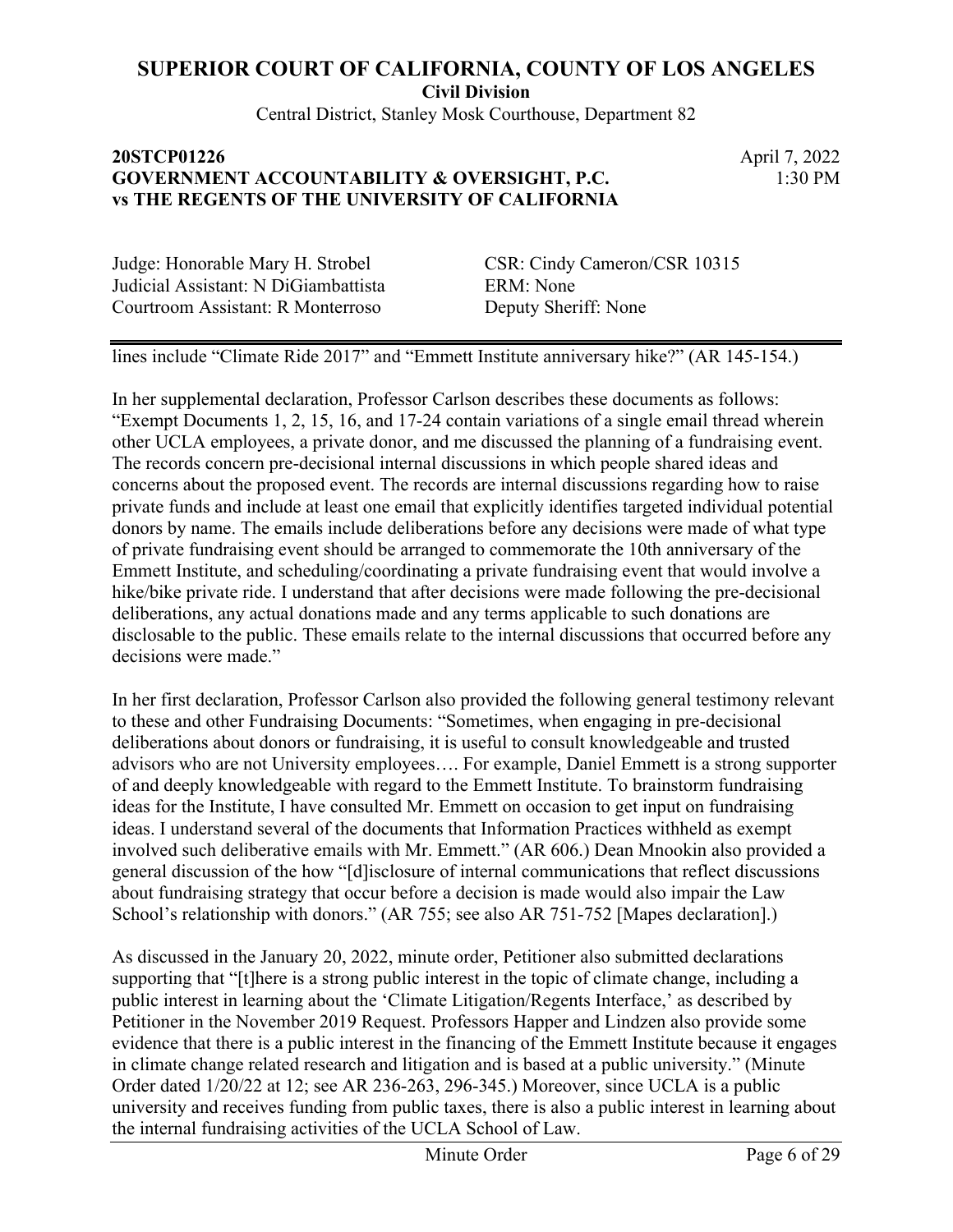lines include "Climate Ride 2017" and "Emmett Institute anniversary hike?" (AR 145-154.)

In her supplemental declaration, Professor Carlson describes these documents as follows: "Exempt Documents 1, 2, 15, 16, and 17-24 contain variations of a single email thread wherein other UCLA employees, a private donor, and me discussed the planning of a fundraising event. The records concern pre-decisional internal discussions in which people shared ideas and concerns about the proposed event. The records are internal discussions regarding how to raise private funds and include at least one email that explicitly identifies targeted individual potential donors by name. The emails include deliberations before any decisions were made of what type of private fundraising event should be arranged to commemorate the 10th anniversary of the Emmett Institute, and scheduling/coordinating a private fundraising event that would involve a hike/bike private ride. I understand that after decisions were made following the pre-decisional deliberations, any actual donations made and any terms applicable to such donations are disclosable to the public. These emails relate to the internal discussions that occurred before any decisions were made."

In her first declaration, Professor Carlson also provided the following general testimony relevant to these and other Fundraising Documents: "Sometimes, when engaging in pre-decisional deliberations about donors or fundraising, it is useful to consult knowledgeable and trusted advisors who are not University employees…. For example, Daniel Emmett is a strong supporter of and deeply knowledgeable with regard to the Emmett Institute. To brainstorm fundraising ideas for the Institute, I have consulted Mr. Emmett on occasion to get input on fundraising ideas. I understand several of the documents that Information Practices withheld as exempt involved such deliberative emails with Mr. Emmett." (AR 606.) Dean Mnookin also provided a general discussion of the how "[d]isclosure of internal communications that reflect discussions about fundraising strategy that occur before a decision is made would also impair the Law School's relationship with donors." (AR 755; see also AR 751-752 [Mapes declaration].)

As discussed in the January 20, 2022, minute order, Petitioner also submitted declarations supporting that "[t]here is a strong public interest in the topic of climate change, including a public interest in learning about the 'Climate Litigation/Regents Interface,' as described by Petitioner in the November 2019 Request. Professors Happer and Lindzen also provide some evidence that there is a public interest in the financing of the Emmett Institute because it engages in climate change related research and litigation and is based at a public university." (Minute Order dated 1/20/22 at 12; see AR 236-263, 296-345.) Moreover, since UCLA is a public university and receives funding from public taxes, there is also a public interest in learning about the internal fundraising activities of the UCLA School of Law.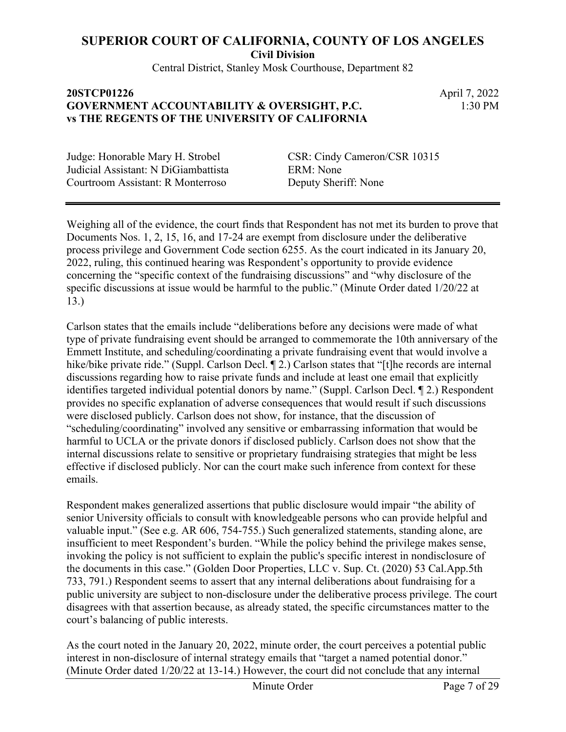Weighing all of the evidence, the court finds that Respondent has not met its burden to prove that Documents Nos. 1, 2, 15, 16, and 17-24 are exempt from disclosure under the deliberative process privilege and Government Code section 6255. As the court indicated in its January 20, 2022, ruling, this continued hearing was Respondent's opportunity to provide evidence concerning the "specific context of the fundraising discussions" and "why disclosure of the specific discussions at issue would be harmful to the public." (Minute Order dated 1/20/22 at 13.)

Carlson states that the emails include "deliberations before any decisions were made of what type of private fundraising event should be arranged to commemorate the 10th anniversary of the Emmett Institute, and scheduling/coordinating a private fundraising event that would involve a hike/bike private ride." (Suppl. Carlson Decl. ¶ 2.) Carlson states that "[t]he records are internal discussions regarding how to raise private funds and include at least one email that explicitly identifies targeted individual potential donors by name." (Suppl. Carlson Decl. ¶ 2.) Respondent provides no specific explanation of adverse consequences that would result if such discussions were disclosed publicly. Carlson does not show, for instance, that the discussion of "scheduling/coordinating" involved any sensitive or embarrassing information that would be harmful to UCLA or the private donors if disclosed publicly. Carlson does not show that the internal discussions relate to sensitive or proprietary fundraising strategies that might be less effective if disclosed publicly. Nor can the court make such inference from context for these emails.

Respondent makes generalized assertions that public disclosure would impair "the ability of senior University officials to consult with knowledgeable persons who can provide helpful and valuable input." (See e.g. AR 606, 754-755.) Such generalized statements, standing alone, are insufficient to meet Respondent's burden. "While the policy behind the privilege makes sense, invoking the policy is not sufficient to explain the public's specific interest in nondisclosure of the documents in this case." (Golden Door Properties, LLC v. Sup. Ct. (2020) 53 Cal.App.5th 733, 791.) Respondent seems to assert that any internal deliberations about fundraising for a public university are subject to non-disclosure under the deliberative process privilege. The court disagrees with that assertion because, as already stated, the specific circumstances matter to the court's balancing of public interests.

As the court noted in the January 20, 2022, minute order, the court perceives a potential public interest in non-disclosure of internal strategy emails that "target a named potential donor." (Minute Order dated 1/20/22 at 13-14.) However, the court did not conclude that any internal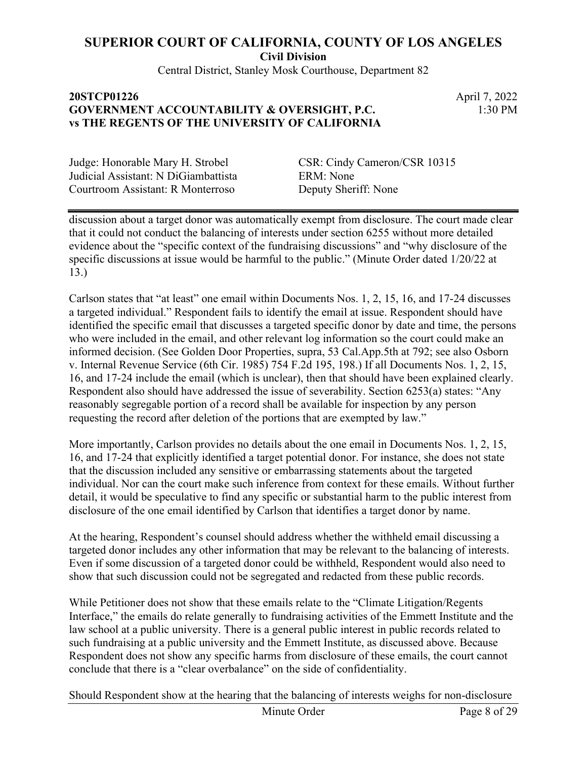discussion about a target donor was automatically exempt from disclosure. The court made clear that it could not conduct the balancing of interests under section 6255 without more detailed evidence about the "specific context of the fundraising discussions" and "why disclosure of the specific discussions at issue would be harmful to the public." (Minute Order dated 1/20/22 at 13.)

Carlson states that "at least" one email within Documents Nos. 1, 2, 15, 16, and 17-24 discusses a targeted individual." Respondent fails to identify the email at issue. Respondent should have identified the specific email that discusses a targeted specific donor by date and time, the persons who were included in the email, and other relevant log information so the court could make an informed decision. (See Golden Door Properties, supra, 53 Cal.App.5th at 792; see also Osborn v. Internal Revenue Service (6th Cir. 1985) 754 F.2d 195, 198.) If all Documents Nos. 1, 2, 15, 16, and 17-24 include the email (which is unclear), then that should have been explained clearly. Respondent also should have addressed the issue of severability. Section 6253(a) states: "Any reasonably segregable portion of a record shall be available for inspection by any person requesting the record after deletion of the portions that are exempted by law."

More importantly, Carlson provides no details about the one email in Documents Nos. 1, 2, 15, 16, and 17-24 that explicitly identified a target potential donor. For instance, she does not state that the discussion included any sensitive or embarrassing statements about the targeted individual. Nor can the court make such inference from context for these emails. Without further detail, it would be speculative to find any specific or substantial harm to the public interest from disclosure of the one email identified by Carlson that identifies a target donor by name.

At the hearing, Respondent's counsel should address whether the withheld email discussing a targeted donor includes any other information that may be relevant to the balancing of interests. Even if some discussion of a targeted donor could be withheld, Respondent would also need to show that such discussion could not be segregated and redacted from these public records.

While Petitioner does not show that these emails relate to the "Climate Litigation/Regents Interface," the emails do relate generally to fundraising activities of the Emmett Institute and the law school at a public university. There is a general public interest in public records related to such fundraising at a public university and the Emmett Institute, as discussed above. Because Respondent does not show any specific harms from disclosure of these emails, the court cannot conclude that there is a "clear overbalance" on the side of confidentiality.

Should Respondent show at the hearing that the balancing of interests weighs for non-disclosure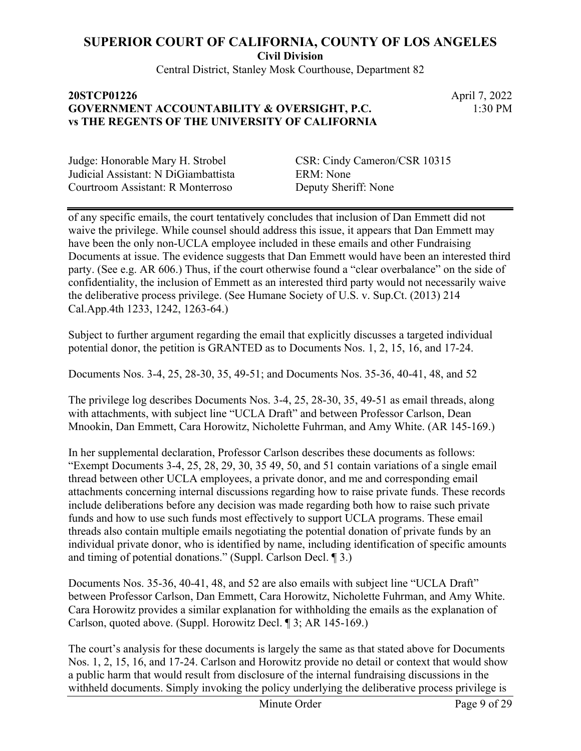of any specific emails, the court tentatively concludes that inclusion of Dan Emmett did not waive the privilege. While counsel should address this issue, it appears that Dan Emmett may have been the only non-UCLA employee included in these emails and other Fundraising Documents at issue. The evidence suggests that Dan Emmett would have been an interested third party. (See e.g. AR 606.) Thus, if the court otherwise found a "clear overbalance" on the side of confidentiality, the inclusion of Emmett as an interested third party would not necessarily waive the deliberative process privilege. (See Humane Society of U.S. v. Sup.Ct. (2013) 214 Cal.App.4th 1233, 1242, 1263-64.)

Subject to further argument regarding the email that explicitly discusses a targeted individual potential donor, the petition is GRANTED as to Documents Nos. 1, 2, 15, 16, and 17-24.

Documents Nos. 3-4, 25, 28-30, 35, 49-51; and Documents Nos. 35-36, 40-41, 48, and 52

The privilege log describes Documents Nos. 3-4, 25, 28-30, 35, 49-51 as email threads, along with attachments, with subject line "UCLA Draft" and between Professor Carlson, Dean Mnookin, Dan Emmett, Cara Horowitz, Nicholette Fuhrman, and Amy White. (AR 145-169.)

In her supplemental declaration, Professor Carlson describes these documents as follows: "Exempt Documents 3-4, 25, 28, 29, 30, 35 49, 50, and 51 contain variations of a single email thread between other UCLA employees, a private donor, and me and corresponding email attachments concerning internal discussions regarding how to raise private funds. These records include deliberations before any decision was made regarding both how to raise such private funds and how to use such funds most effectively to support UCLA programs. These email threads also contain multiple emails negotiating the potential donation of private funds by an individual private donor, who is identified by name, including identification of specific amounts and timing of potential donations." (Suppl. Carlson Decl. ¶ 3.)

Documents Nos. 35-36, 40-41, 48, and 52 are also emails with subject line "UCLA Draft" between Professor Carlson, Dan Emmett, Cara Horowitz, Nicholette Fuhrman, and Amy White. Cara Horowitz provides a similar explanation for withholding the emails as the explanation of Carlson, quoted above. (Suppl. Horowitz Decl. ¶ 3; AR 145-169.)

The court's analysis for these documents is largely the same as that stated above for Documents Nos. 1, 2, 15, 16, and 17-24. Carlson and Horowitz provide no detail or context that would show a public harm that would result from disclosure of the internal fundraising discussions in the withheld documents. Simply invoking the policy underlying the deliberative process privilege is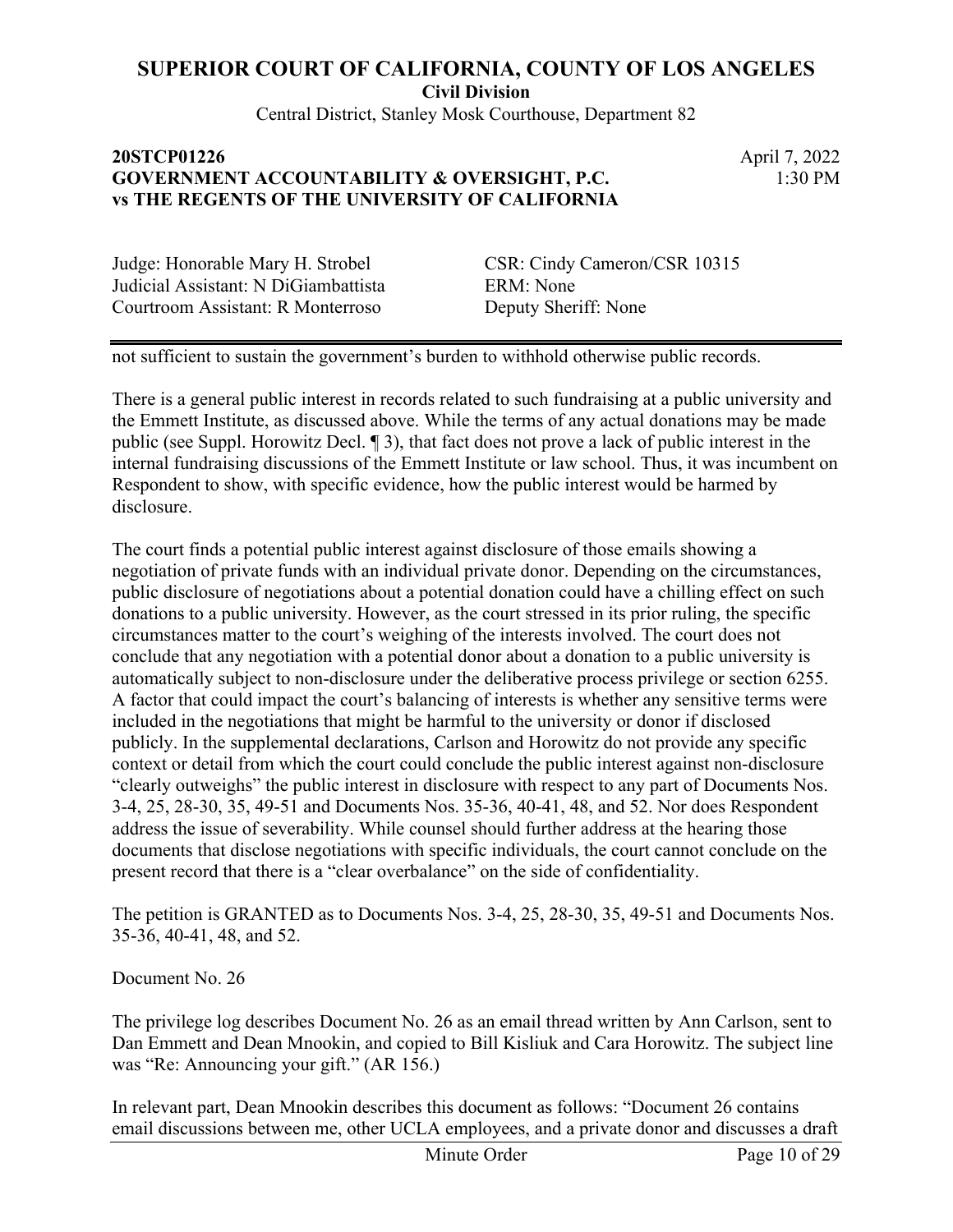not sufficient to sustain the government's burden to withhold otherwise public records.

There is a general public interest in records related to such fundraising at a public university and the Emmett Institute, as discussed above. While the terms of any actual donations may be made public (see Suppl. Horowitz Decl. ¶ 3), that fact does not prove a lack of public interest in the internal fundraising discussions of the Emmett Institute or law school. Thus, it was incumbent on Respondent to show, with specific evidence, how the public interest would be harmed by disclosure.

The court finds a potential public interest against disclosure of those emails showing a negotiation of private funds with an individual private donor. Depending on the circumstances, public disclosure of negotiations about a potential donation could have a chilling effect on such donations to a public university. However, as the court stressed in its prior ruling, the specific circumstances matter to the court's weighing of the interests involved. The court does not conclude that any negotiation with a potential donor about a donation to a public university is automatically subject to non-disclosure under the deliberative process privilege or section 6255. A factor that could impact the court's balancing of interests is whether any sensitive terms were included in the negotiations that might be harmful to the university or donor if disclosed publicly. In the supplemental declarations, Carlson and Horowitz do not provide any specific context or detail from which the court could conclude the public interest against non-disclosure "clearly outweighs" the public interest in disclosure with respect to any part of Documents Nos. 3-4, 25, 28-30, 35, 49-51 and Documents Nos. 35-36, 40-41, 48, and 52. Nor does Respondent address the issue of severability. While counsel should further address at the hearing those documents that disclose negotiations with specific individuals, the court cannot conclude on the present record that there is a "clear overbalance" on the side of confidentiality.

The petition is GRANTED as to Documents Nos. 3-4, 25, 28-30, 35, 49-51 and Documents Nos. 35-36, 40-41, 48, and 52.

Document No. 26

The privilege log describes Document No. 26 as an email thread written by Ann Carlson, sent to Dan Emmett and Dean Mnookin, and copied to Bill Kisliuk and Cara Horowitz. The subject line was "Re: Announcing your gift." (AR 156.)

In relevant part, Dean Mnookin describes this document as follows: "Document 26 contains email discussions between me, other UCLA employees, and a private donor and discusses a draft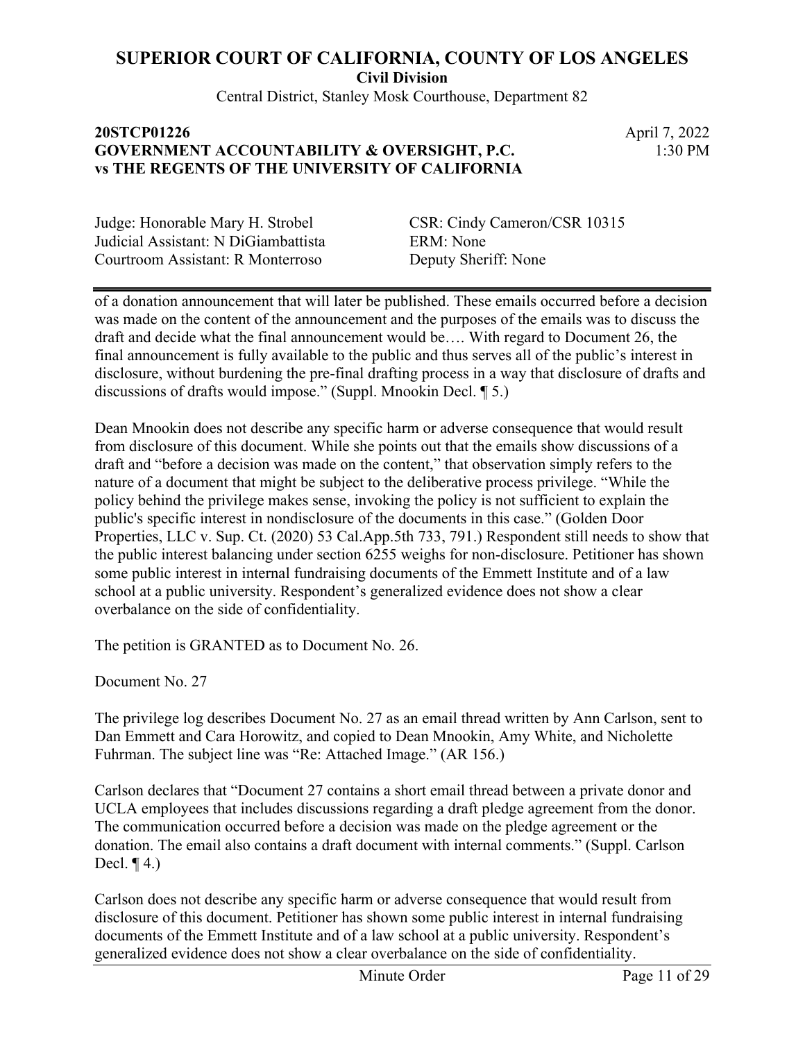of a donation announcement that will later be published. These emails occurred before a decision was made on the content of the announcement and the purposes of the emails was to discuss the draft and decide what the final announcement would be…. With regard to Document 26, the final announcement is fully available to the public and thus serves all of the public's interest in disclosure, without burdening the pre-final drafting process in a way that disclosure of drafts and discussions of drafts would impose." (Suppl. Mnookin Decl. ¶ 5.)

Dean Mnookin does not describe any specific harm or adverse consequence that would result from disclosure of this document. While she points out that the emails show discussions of a draft and "before a decision was made on the content," that observation simply refers to the nature of a document that might be subject to the deliberative process privilege. "While the policy behind the privilege makes sense, invoking the policy is not sufficient to explain the public's specific interest in nondisclosure of the documents in this case." (Golden Door Properties, LLC v. Sup. Ct. (2020) 53 Cal.App.5th 733, 791.) Respondent still needs to show that the public interest balancing under section 6255 weighs for non-disclosure. Petitioner has shown some public interest in internal fundraising documents of the Emmett Institute and of a law school at a public university. Respondent's generalized evidence does not show a clear overbalance on the side of confidentiality.

The petition is GRANTED as to Document No. 26.

Document No. 27

The privilege log describes Document No. 27 as an email thread written by Ann Carlson, sent to Dan Emmett and Cara Horowitz, and copied to Dean Mnookin, Amy White, and Nicholette Fuhrman. The subject line was "Re: Attached Image." (AR 156.)

Carlson declares that "Document 27 contains a short email thread between a private donor and UCLA employees that includes discussions regarding a draft pledge agreement from the donor. The communication occurred before a decision was made on the pledge agreement or the donation. The email also contains a draft document with internal comments." (Suppl. Carlson Decl. ¶ 4.)

Carlson does not describe any specific harm or adverse consequence that would result from disclosure of this document. Petitioner has shown some public interest in internal fundraising documents of the Emmett Institute and of a law school at a public university. Respondent's generalized evidence does not show a clear overbalance on the side of confidentiality.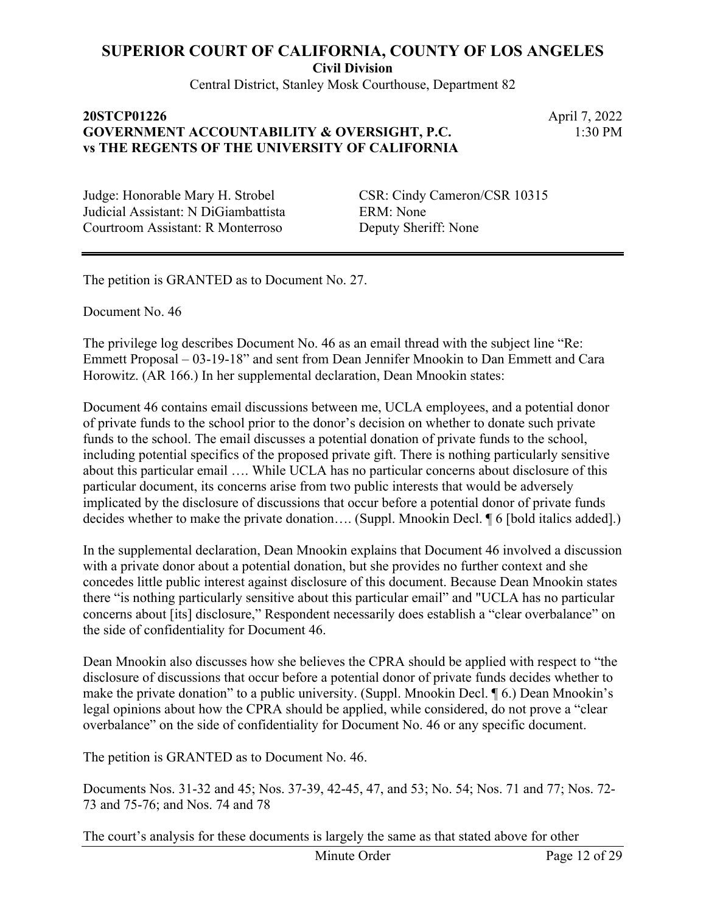# SUPERIOR COURT OF CALIFORNIA, COUNTY OF LOS ANGELES

**Civil Division**

Central District, Stanley Mosk Courthouse, Department 82

**20STCP01226**
**GOVERNMENT ACCOUNTABILITY & OVERSIGHT, P.C. vs THE REGENTS OF THE UNIVERSITY OF CALIFORNIA**

April 7, 2022
1:30 PM

Judge: Honorable Mary H. Strobel
Judicial Assistant: N DiGiambattista
Courtroom Assistant: R Monterroso

CSR: Cindy Cameron/CSR 10315
ERM: None
Deputy Sheriff: None

---

The petition is GRANTED as to Document No. 27.

Document No. 46

The privilege log describes Document No. 46 as an email thread with the subject line "Re: Emmett Proposal – 03-19-18" and sent from Dean Jennifer Mnookin to Dan Emmett and Cara Horowitz. (AR 166.) In her supplemental declaration, Dean Mnookin states:

Document 46 contains email discussions between me, UCLA employees, and a potential donor of private funds to the school prior to the donor's decision on whether to donate such private funds to the school. The email discusses a potential donation of private funds to the school, including potential specifics of the proposed private gift. There is nothing particularly sensitive about this particular email …. While UCLA has no particular concerns about disclosure of this particular document, its concerns arise from two public interests that would be adversely implicated by the disclosure of discussions that occur before a potential donor of private funds decides whether to make the private donation…. (Suppl. Mnookin Decl. ¶ 6 [bold italics added].)

In the supplemental declaration, Dean Mnookin explains that Document 46 involved a discussion with a private donor about a potential donation, but she provides no further context and she concedes little public interest against disclosure of this document. Because Dean Mnookin states there "is nothing particularly sensitive about this particular email" and "UCLA has no particular concerns about [its] disclosure," Respondent necessarily does establish a "clear overbalance" on the side of confidentiality for Document 46.

Dean Mnookin also discusses how she believes the CPRA should be applied with respect to "the disclosure of discussions that occur before a potential donor of private funds decides whether to make the private donation" to a public university. (Suppl. Mnookin Decl. ¶ 6.) Dean Mnookin's legal opinions about how the CPRA should be applied, while considered, do not prove a "clear overbalance" on the side of confidentiality for Document No. 46 or any specific document.

The petition is GRANTED as to Document No. 46.

Documents Nos. 31-32 and 45; Nos. 37-39, 42-45, 47, and 53; No. 54; Nos. 71 and 77; Nos. 72-73 and 75-76; and Nos. 74 and 78

The court's analysis for these documents is largely the same as that stated above for other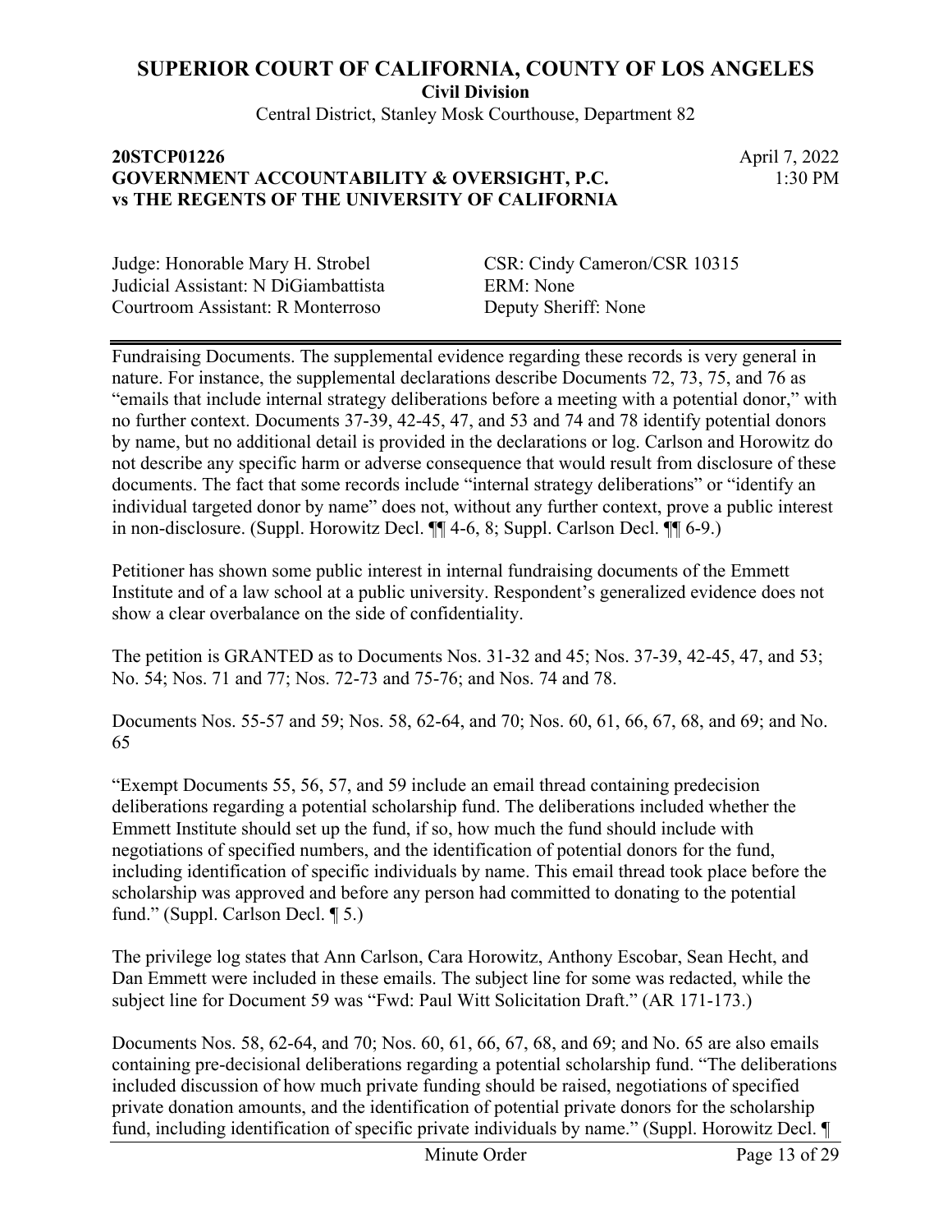Fundraising Documents. The supplemental evidence regarding these records is very general in nature. For instance, the supplemental declarations describe Documents 72, 73, 75, and 76 as "emails that include internal strategy deliberations before a meeting with a potential donor," with no further context. Documents 37-39, 42-45, 47, and 53 and 74 and 78 identify potential donors by name, but no additional detail is provided in the declarations or log. Carlson and Horowitz do not describe any specific harm or adverse consequence that would result from disclosure of these documents. The fact that some records include "internal strategy deliberations" or "identify an individual targeted donor by name" does not, without any further context, prove a public interest in non-disclosure. (Suppl. Horowitz Decl. ¶¶ 4-6, 8; Suppl. Carlson Decl. ¶¶ 6-9.)

Petitioner has shown some public interest in internal fundraising documents of the Emmett Institute and of a law school at a public university. Respondent's generalized evidence does not show a clear overbalance on the side of confidentiality.

The petition is GRANTED as to Documents Nos. 31-32 and 45; Nos. 37-39, 42-45, 47, and 53; No. 54; Nos. 71 and 77; Nos. 72-73 and 75-76; and Nos. 74 and 78.

Documents Nos. 55-57 and 59; Nos. 58, 62-64, and 70; Nos. 60, 61, 66, 67, 68, and 69; and No. 65

"Exempt Documents 55, 56, 57, and 59 include an email thread containing predecision deliberations regarding a potential scholarship fund. The deliberations included whether the Emmett Institute should set up the fund, if so, how much the fund should include with negotiations of specified numbers, and the identification of potential donors for the fund, including identification of specific individuals by name. This email thread took place before the scholarship was approved and before any person had committed to donating to the potential fund." (Suppl. Carlson Decl. ¶ 5.)

The privilege log states that Ann Carlson, Cara Horowitz, Anthony Escobar, Sean Hecht, and Dan Emmett were included in these emails. The subject line for some was redacted, while the subject line for Document 59 was "Fwd: Paul Witt Solicitation Draft." (AR 171-173.)

Documents Nos. 58, 62-64, and 70; Nos. 60, 61, 66, 67, 68, and 69; and No. 65 are also emails containing pre-decisional deliberations regarding a potential scholarship fund. "The deliberations included discussion of how much private funding should be raised, negotiations of specified private donation amounts, and the identification of potential private donors for the scholarship fund, including identification of specific private individuals by name." (Suppl. Horowitz Decl. ¶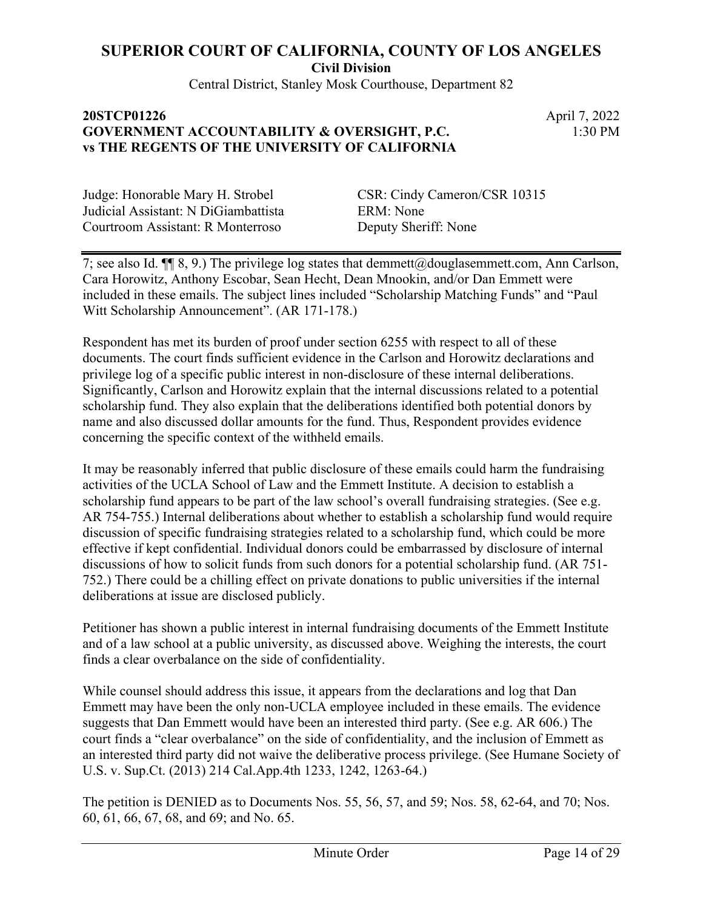7; see also Id. ¶¶ 8, 9.) The privilege log states that demmett@douglasemmett.com, Ann Carlson, Cara Horowitz, Anthony Escobar, Sean Hecht, Dean Mnookin, and/or Dan Emmett were included in these emails. The subject lines included "Scholarship Matching Funds" and "Paul Witt Scholarship Announcement". (AR 171-178.)

Respondent has met its burden of proof under section 6255 with respect to all of these documents. The court finds sufficient evidence in the Carlson and Horowitz declarations and privilege log of a specific public interest in non-disclosure of these internal deliberations. Significantly, Carlson and Horowitz explain that the internal discussions related to a potential scholarship fund. They also explain that the deliberations identified both potential donors by name and also discussed dollar amounts for the fund. Thus, Respondent provides evidence concerning the specific context of the withheld emails.

It may be reasonably inferred that public disclosure of these emails could harm the fundraising activities of the UCLA School of Law and the Emmett Institute. A decision to establish a scholarship fund appears to be part of the law school's overall fundraising strategies. (See e.g. AR 754-755.) Internal deliberations about whether to establish a scholarship fund would require discussion of specific fundraising strategies related to a scholarship fund, which could be more effective if kept confidential. Individual donors could be embarrassed by disclosure of internal discussions of how to solicit funds from such donors for a potential scholarship fund. (AR 751-752.) There could be a chilling effect on private donations to public universities if the internal deliberations at issue are disclosed publicly.

Petitioner has shown a public interest in internal fundraising documents of the Emmett Institute and of a law school at a public university, as discussed above. Weighing the interests, the court finds a clear overbalance on the side of confidentiality.

While counsel should address this issue, it appears from the declarations and log that Dan Emmett may have been the only non-UCLA employee included in these emails. The evidence suggests that Dan Emmett would have been an interested third party. (See e.g. AR 606.) The court finds a "clear overbalance" on the side of confidentiality, and the inclusion of Emmett as an interested third party did not waive the deliberative process privilege. (See Humane Society of U.S. v. Sup.Ct. (2013) 214 Cal.App.4th 1233, 1242, 1263-64.)

The petition is DENIED as to Documents Nos. 55, 56, 57, and 59; Nos. 58, 62-64, and 70; Nos. 60, 61, 66, 67, 68, and 69; and No. 65.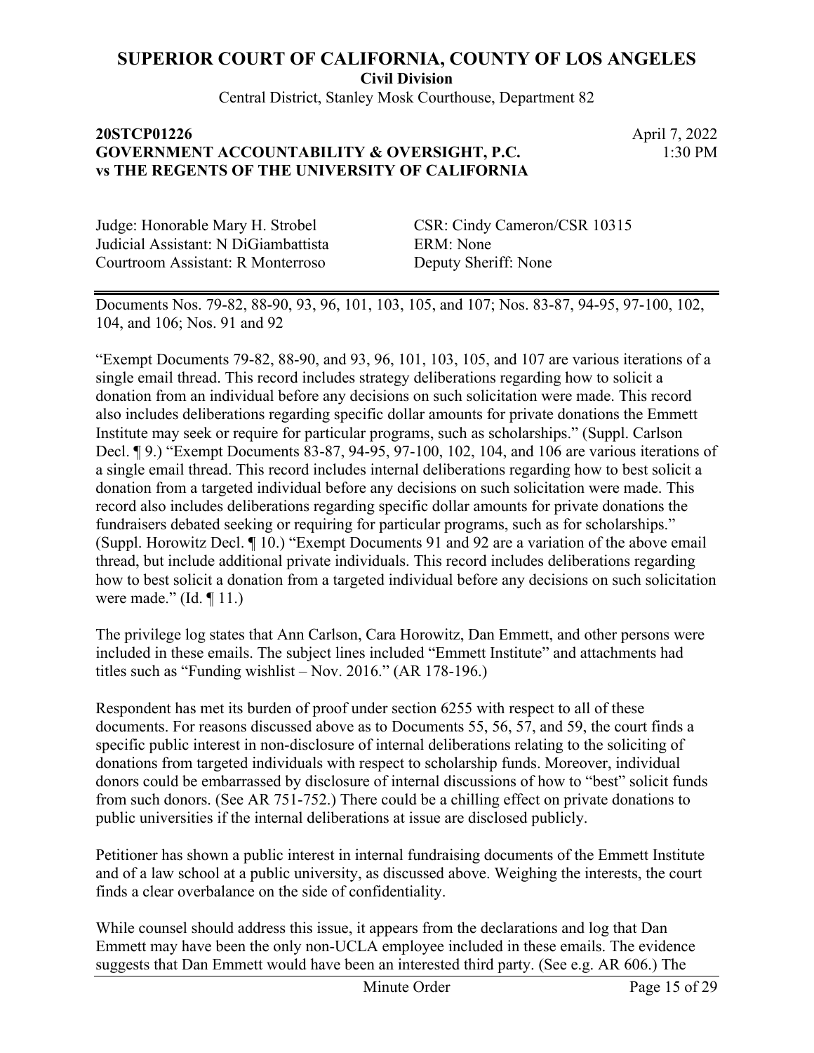Documents Nos. 79-82, 88-90, 93, 96, 101, 103, 105, and 107; Nos. 83-87, 94-95, 97-100, 102, 104, and 106; Nos. 91 and 92

"Exempt Documents 79-82, 88-90, and 93, 96, 101, 103, 105, and 107 are various iterations of a single email thread. This record includes strategy deliberations regarding how to solicit a donation from an individual before any decisions on such solicitation were made. This record also includes deliberations regarding specific dollar amounts for private donations the Emmett Institute may seek or require for particular programs, such as scholarships." (Suppl. Carlson Decl. ¶ 9.) "Exempt Documents 83-87, 94-95, 97-100, 102, 104, and 106 are various iterations of a single email thread. This record includes internal deliberations regarding how to best solicit a donation from a targeted individual before any decisions on such solicitation were made. This record also includes deliberations regarding specific dollar amounts for private donations the fundraisers debated seeking or requiring for particular programs, such as for scholarships." (Suppl. Horowitz Decl. ¶ 10.) "Exempt Documents 91 and 92 are a variation of the above email thread, but include additional private individuals. This record includes deliberations regarding how to best solicit a donation from a targeted individual before any decisions on such solicitation were made." (Id. ¶ 11.)

The privilege log states that Ann Carlson, Cara Horowitz, Dan Emmett, and other persons were included in these emails. The subject lines included "Emmett Institute" and attachments had titles such as "Funding wishlist – Nov. 2016." (AR 178-196.)

Respondent has met its burden of proof under section 6255 with respect to all of these documents. For reasons discussed above as to Documents 55, 56, 57, and 59, the court finds a specific public interest in non-disclosure of internal deliberations relating to the soliciting of donations from targeted individuals with respect to scholarship funds. Moreover, individual donors could be embarrassed by disclosure of internal discussions of how to "best" solicit funds from such donors. (See AR 751-752.) There could be a chilling effect on private donations to public universities if the internal deliberations at issue are disclosed publicly.

Petitioner has shown a public interest in internal fundraising documents of the Emmett Institute and of a law school at a public university, as discussed above. Weighing the interests, the court finds a clear overbalance on the side of confidentiality.

While counsel should address this issue, it appears from the declarations and log that Dan Emmett may have been the only non-UCLA employee included in these emails. The evidence suggests that Dan Emmett would have been an interested third party. (See e.g. AR 606.) The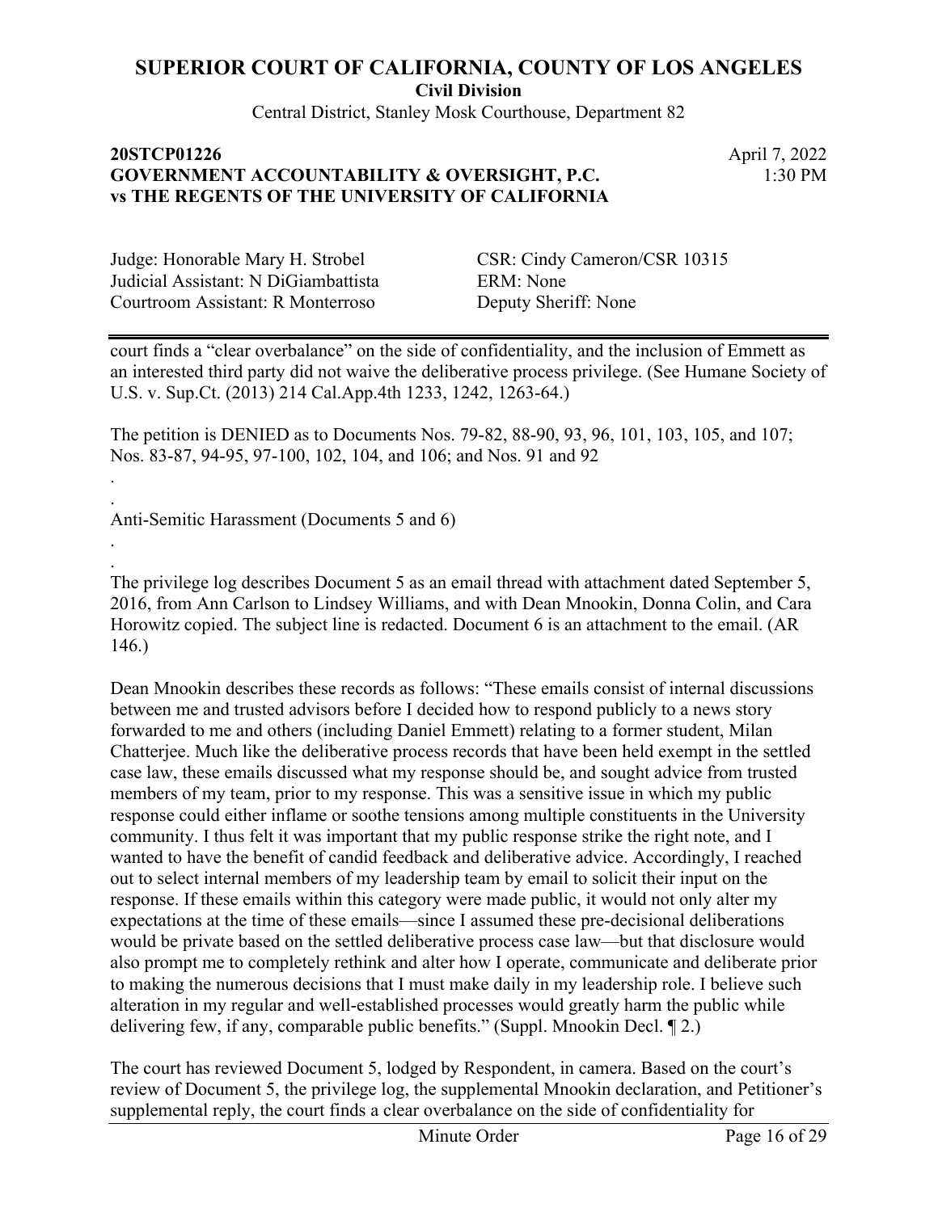court finds a "clear overbalance" on the side of confidentiality, and the inclusion of Emmett as an interested third party did not waive the deliberative process privilege. (See Humane Society of U.S. v. Sup.Ct. (2013) 214 Cal.App.4th 1233, 1242, 1263-64.)

The petition is DENIED as to Documents Nos. 79-82, 88-90, 93, 96, 101, 103, 105, and 107; Nos. 83-87, 94-95, 97-100, 102, 104, and 106; and Nos. 91 and 92

.

.

Anti-Semitic Harassment (Documents 5 and 6)

.

.

The privilege log describes Document 5 as an email thread with attachment dated September 5, 2016, from Ann Carlson to Lindsey Williams, and with Dean Mnookin, Donna Colin, and Cara Horowitz copied. The subject line is redacted. Document 6 is an attachment to the email. (AR 146.)

Dean Mnookin describes these records as follows: "These emails consist of internal discussions between me and trusted advisors before I decided how to respond publicly to a news story forwarded to me and others (including Daniel Emmett) relating to a former student, Milan Chatterjee. Much like the deliberative process records that have been held exempt in the settled case law, these emails discussed what my response should be, and sought advice from trusted members of my team, prior to my response. This was a sensitive issue in which my public response could either inflame or soothe tensions among multiple constituents in the University community. I thus felt it was important that my public response strike the right note, and I wanted to have the benefit of candid feedback and deliberative advice. Accordingly, I reached out to select internal members of my leadership team by email to solicit their input on the response. If these emails within this category were made public, it would not only alter my expectations at the time of these emails—since I assumed these pre-decisional deliberations would be private based on the settled deliberative process case law—but that disclosure would also prompt me to completely rethink and alter how I operate, communicate and deliberate prior to making the numerous decisions that I must make daily in my leadership role. I believe such alteration in my regular and well-established processes would greatly harm the public while delivering few, if any, comparable public benefits." (Suppl. Mnookin Decl. ¶ 2.)

The court has reviewed Document 5, lodged by Respondent, in camera. Based on the court's review of Document 5, the privilege log, the supplemental Mnookin declaration, and Petitioner's supplemental reply, the court finds a clear overbalance on the side of confidentiality for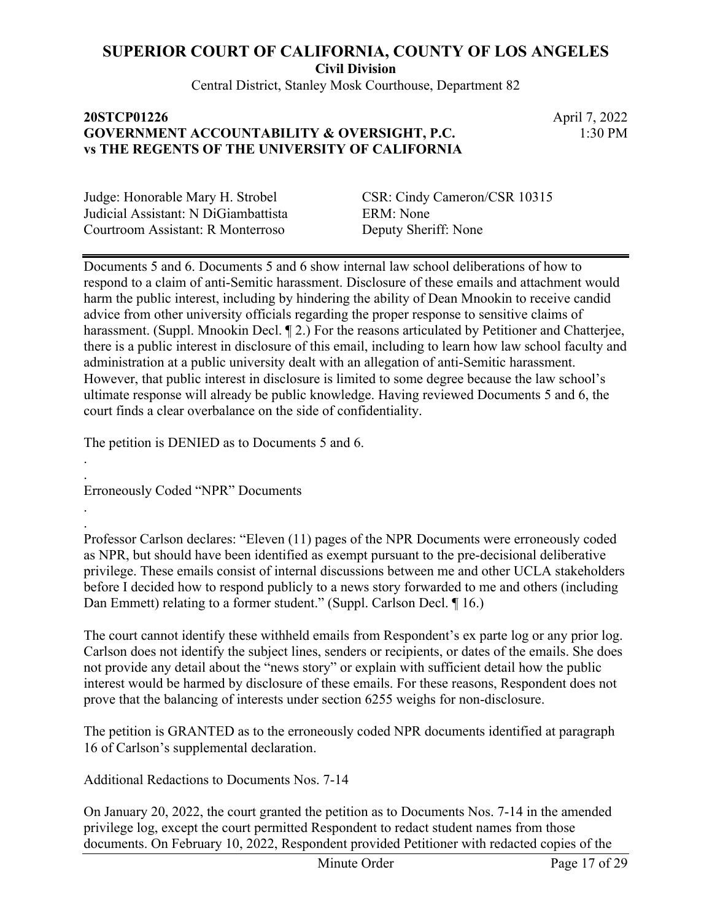Documents 5 and 6. Documents 5 and 6 show internal law school deliberations of how to respond to a claim of anti-Semitic harassment. Disclosure of these emails and attachment would harm the public interest, including by hindering the ability of Dean Mnookin to receive candid advice from other university officials regarding the proper response to sensitive claims of harassment. (Suppl. Mnookin Decl. ¶ 2.) For the reasons articulated by Petitioner and Chatterjee, there is a public interest in disclosure of this email, including to learn how law school faculty and administration at a public university dealt with an allegation of anti-Semitic harassment. However, that public interest in disclosure is limited to some degree because the law school's ultimate response will already be public knowledge. Having reviewed Documents 5 and 6, the court finds a clear overbalance on the side of confidentiality.

The petition is DENIED as to Documents 5 and 6.

.

.

Erroneously Coded "NPR" Documents

.

.

Professor Carlson declares: "Eleven (11) pages of the NPR Documents were erroneously coded as NPR, but should have been identified as exempt pursuant to the pre-decisional deliberative privilege. These emails consist of internal discussions between me and other UCLA stakeholders before I decided how to respond publicly to a news story forwarded to me and others (including Dan Emmett) relating to a former student." (Suppl. Carlson Decl. ¶ 16.)

The court cannot identify these withheld emails from Respondent's ex parte log or any prior log. Carlson does not identify the subject lines, senders or recipients, or dates of the emails. She does not provide any detail about the "news story" or explain with sufficient detail how the public interest would be harmed by disclosure of these emails. For these reasons, Respondent does not prove that the balancing of interests under section 6255 weighs for non-disclosure.

The petition is GRANTED as to the erroneously coded NPR documents identified at paragraph 16 of Carlson's supplemental declaration.

Additional Redactions to Documents Nos. 7-14

On January 20, 2022, the court granted the petition as to Documents Nos. 7-14 in the amended privilege log, except the court permitted Respondent to redact student names from those documents. On February 10, 2022, Respondent provided Petitioner with redacted copies of the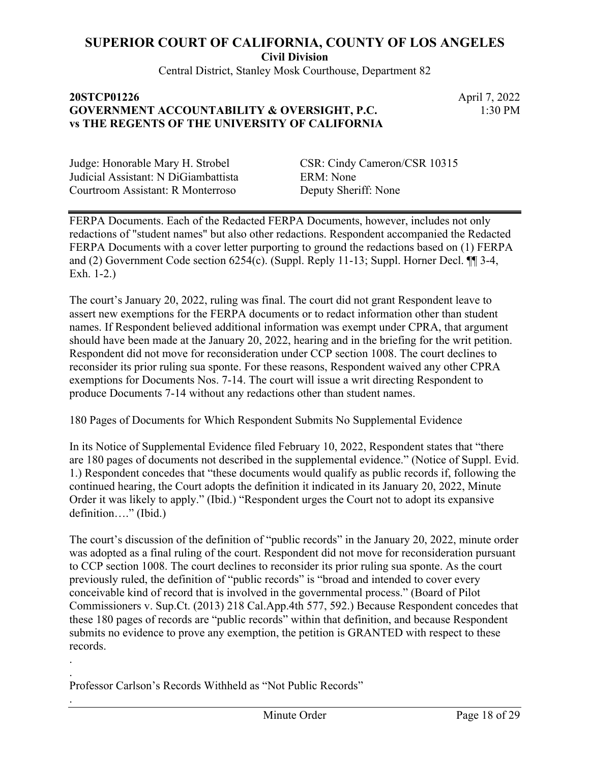FERPA Documents. Each of the Redacted FERPA Documents, however, includes not only redactions of "student names" but also other redactions. Respondent accompanied the Redacted FERPA Documents with a cover letter purporting to ground the redactions based on (1) FERPA and (2) Government Code section 6254(c). (Suppl. Reply 11-13; Suppl. Horner Decl. ¶¶ 3-4, Exh. 1-2.)

The court's January 20, 2022, ruling was final. The court did not grant Respondent leave to assert new exemptions for the FERPA documents or to redact information other than student names. If Respondent believed additional information was exempt under CPRA, that argument should have been made at the January 20, 2022, hearing and in the briefing for the writ petition. Respondent did not move for reconsideration under CCP section 1008. The court declines to reconsider its prior ruling sua sponte. For these reasons, Respondent waived any other CPRA exemptions for Documents Nos. 7-14. The court will issue a writ directing Respondent to produce Documents 7-14 without any redactions other than student names.

180 Pages of Documents for Which Respondent Submits No Supplemental Evidence

In its Notice of Supplemental Evidence filed February 10, 2022, Respondent states that "there are 180 pages of documents not described in the supplemental evidence." (Notice of Suppl. Evid. 1.) Respondent concedes that "these documents would qualify as public records if, following the continued hearing, the Court adopts the definition it indicated in its January 20, 2022, Minute Order it was likely to apply." (Ibid.) "Respondent urges the Court not to adopt its expansive definition…." (Ibid.)

The court's discussion of the definition of "public records" in the January 20, 2022, minute order was adopted as a final ruling of the court. Respondent did not move for reconsideration pursuant to CCP section 1008. The court declines to reconsider its prior ruling sua sponte. As the court previously ruled, the definition of "public records" is "broad and intended to cover every conceivable kind of record that is involved in the governmental process." (Board of Pilot Commissioners v. Sup.Ct. (2013) 218 Cal.App.4th 577, 592.) Because Respondent concedes that these 180 pages of records are "public records" within that definition, and because Respondent submits no evidence to prove any exemption, the petition is GRANTED with respect to these records.

.

.

Professor Carlson's Records Withheld as "Not Public Records"

.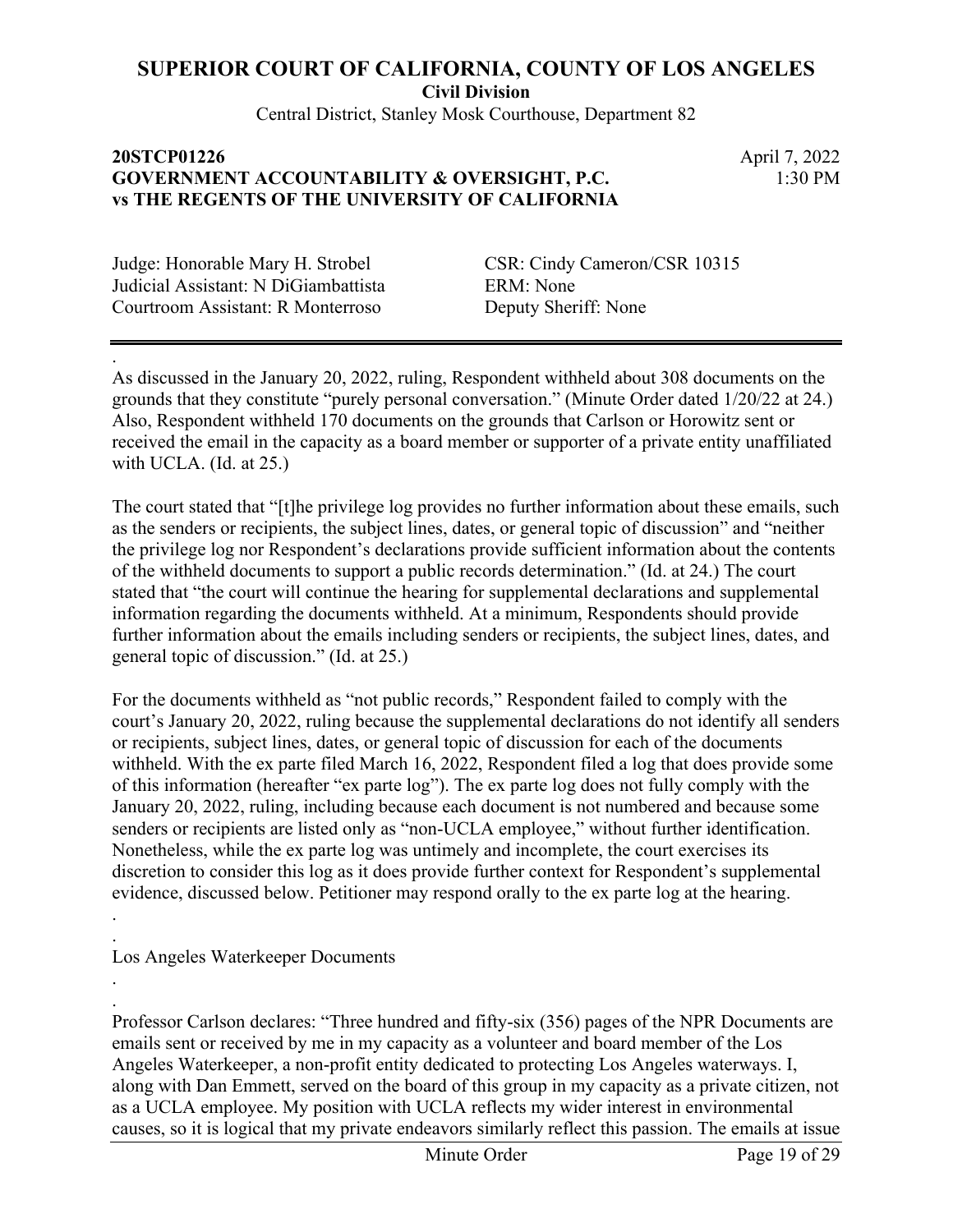As discussed in the January 20, 2022, ruling, Respondent withheld about 308 documents on the grounds that they constitute "purely personal conversation." (Minute Order dated 1/20/22 at 24.) Also, Respondent withheld 170 documents on the grounds that Carlson or Horowitz sent or received the email in the capacity as a board member or supporter of a private entity unaffiliated with UCLA. (Id. at 25.)

The court stated that "[t]he privilege log provides no further information about these emails, such as the senders or recipients, the subject lines, dates, or general topic of discussion" and "neither the privilege log nor Respondent's declarations provide sufficient information about the contents of the withheld documents to support a public records determination." (Id. at 24.) The court stated that "the court will continue the hearing for supplemental declarations and supplemental information regarding the documents withheld. At a minimum, Respondents should provide further information about the emails including senders or recipients, the subject lines, dates, and general topic of discussion." (Id. at 25.)

For the documents withheld as "not public records," Respondent failed to comply with the court's January 20, 2022, ruling because the supplemental declarations do not identify all senders or recipients, subject lines, dates, or general topic of discussion for each of the documents withheld. With the ex parte filed March 16, 2022, Respondent filed a log that does provide some of this information (hereafter "ex parte log"). The ex parte log does not fully comply with the January 20, 2022, ruling, including because each document is not numbered and because some senders or recipients are listed only as "non-UCLA employee," without further identification. Nonetheless, while the ex parte log was untimely and incomplete, the court exercises its discretion to consider this log as it does provide further context for Respondent's supplemental evidence, discussed below. Petitioner may respond orally to the ex parte log at the hearing.

Los Angeles Waterkeeper Documents

Professor Carlson declares: "Three hundred and fifty-six (356) pages of the NPR Documents are emails sent or received by me in my capacity as a volunteer and board member of the Los Angeles Waterkeeper, a non-profit entity dedicated to protecting Los Angeles waterways. I, along with Dan Emmett, served on the board of this group in my capacity as a private citizen, not as a UCLA employee. My position with UCLA reflects my wider interest in environmental causes, so it is logical that my private endeavors similarly reflect this passion. The emails at issue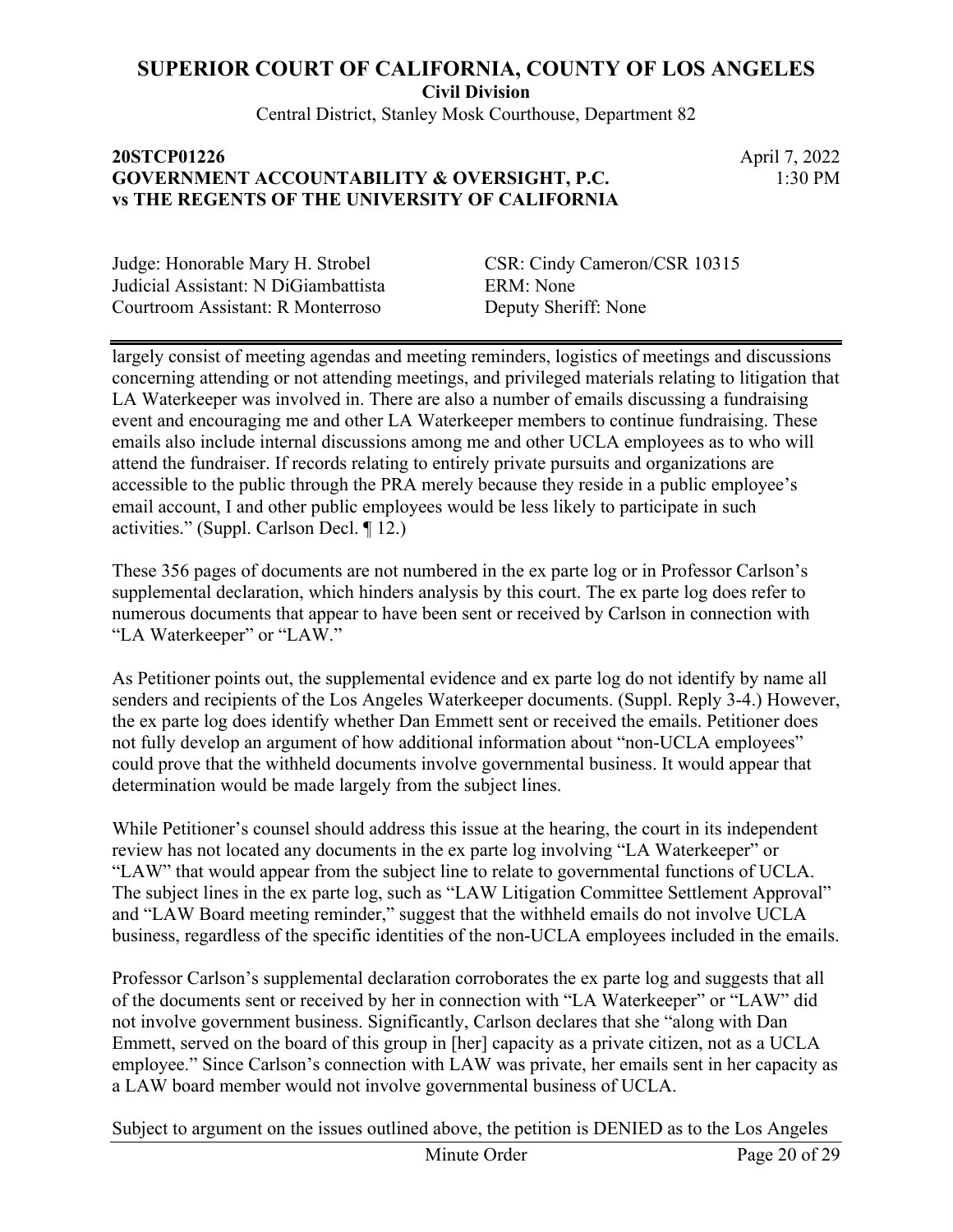largely consist of meeting agendas and meeting reminders, logistics of meetings and discussions concerning attending or not attending meetings, and privileged materials relating to litigation that LA Waterkeeper was involved in. There are also a number of emails discussing a fundraising event and encouraging me and other LA Waterkeeper members to continue fundraising. These emails also include internal discussions among me and other UCLA employees as to who will attend the fundraiser. If records relating to entirely private pursuits and organizations are accessible to the public through the PRA merely because they reside in a public employee's email account, I and other public employees would be less likely to participate in such activities." (Suppl. Carlson Decl. ¶ 12.)

These 356 pages of documents are not numbered in the ex parte log or in Professor Carlson's supplemental declaration, which hinders analysis by this court. The ex parte log does refer to numerous documents that appear to have been sent or received by Carlson in connection with "LA Waterkeeper" or "LAW."

As Petitioner points out, the supplemental evidence and ex parte log do not identify by name all senders and recipients of the Los Angeles Waterkeeper documents. (Suppl. Reply 3-4.) However, the ex parte log does identify whether Dan Emmett sent or received the emails. Petitioner does not fully develop an argument of how additional information about "non-UCLA employees" could prove that the withheld documents involve governmental business. It would appear that determination would be made largely from the subject lines.

While Petitioner's counsel should address this issue at the hearing, the court in its independent review has not located any documents in the ex parte log involving "LA Waterkeeper" or "LAW" that would appear from the subject line to relate to governmental functions of UCLA. The subject lines in the ex parte log, such as "LAW Litigation Committee Settlement Approval" and "LAW Board meeting reminder," suggest that the withheld emails do not involve UCLA business, regardless of the specific identities of the non-UCLA employees included in the emails.

Professor Carlson's supplemental declaration corroborates the ex parte log and suggests that all of the documents sent or received by her in connection with "LA Waterkeeper" or "LAW" did not involve government business. Significantly, Carlson declares that she "along with Dan Emmett, served on the board of this group in [her] capacity as a private citizen, not as a UCLA employee." Since Carlson's connection with LAW was private, her emails sent in her capacity as a LAW board member would not involve governmental business of UCLA.

Subject to argument on the issues outlined above, the petition is DENIED as to the Los Angeles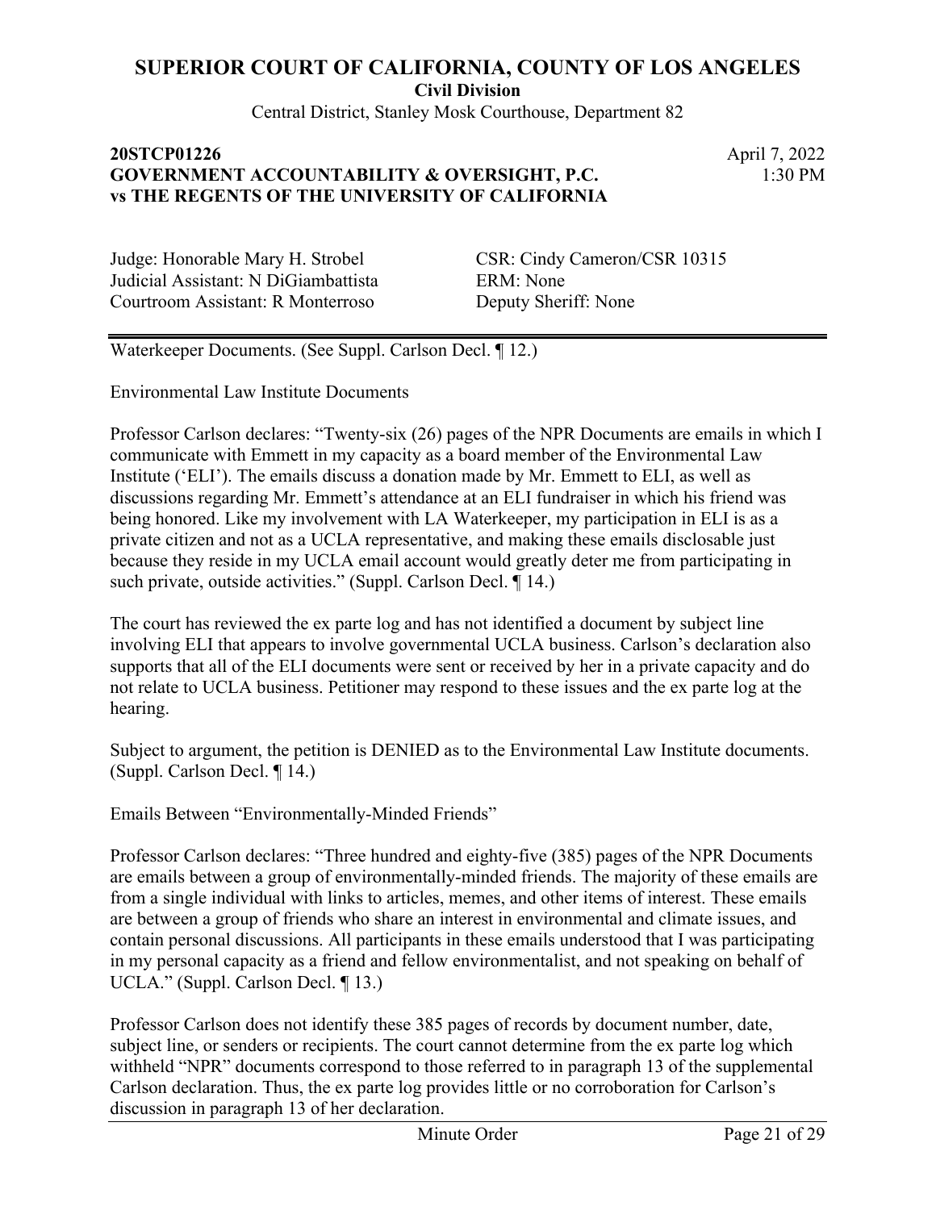Waterkeeper Documents. (See Suppl. Carlson Decl. ¶ 12.)

Environmental Law Institute Documents

Professor Carlson declares: "Twenty-six (26) pages of the NPR Documents are emails in which I communicate with Emmett in my capacity as a board member of the Environmental Law Institute ('ELI'). The emails discuss a donation made by Mr. Emmett to ELI, as well as discussions regarding Mr. Emmett's attendance at an ELI fundraiser in which his friend was being honored. Like my involvement with LA Waterkeeper, my participation in ELI is as a private citizen and not as a UCLA representative, and making these emails disclosable just because they reside in my UCLA email account would greatly deter me from participating in such private, outside activities." (Suppl. Carlson Decl. ¶ 14.)

The court has reviewed the ex parte log and has not identified a document by subject line involving ELI that appears to involve governmental UCLA business. Carlson's declaration also supports that all of the ELI documents were sent or received by her in a private capacity and do not relate to UCLA business. Petitioner may respond to these issues and the ex parte log at the hearing.

Subject to argument, the petition is DENIED as to the Environmental Law Institute documents. (Suppl. Carlson Decl. ¶ 14.)

Emails Between "Environmentally-Minded Friends"

Professor Carlson declares: "Three hundred and eighty-five (385) pages of the NPR Documents are emails between a group of environmentally-minded friends. The majority of these emails are from a single individual with links to articles, memes, and other items of interest. These emails are between a group of friends who share an interest in environmental and climate issues, and contain personal discussions. All participants in these emails understood that I was participating in my personal capacity as a friend and fellow environmentalist, and not speaking on behalf of UCLA." (Suppl. Carlson Decl. ¶ 13.)

Professor Carlson does not identify these 385 pages of records by document number, date, subject line, or senders or recipients. The court cannot determine from the ex parte log which withheld "NPR" documents correspond to those referred to in paragraph 13 of the supplemental Carlson declaration. Thus, the ex parte log provides little or no corroboration for Carlson's discussion in paragraph 13 of her declaration.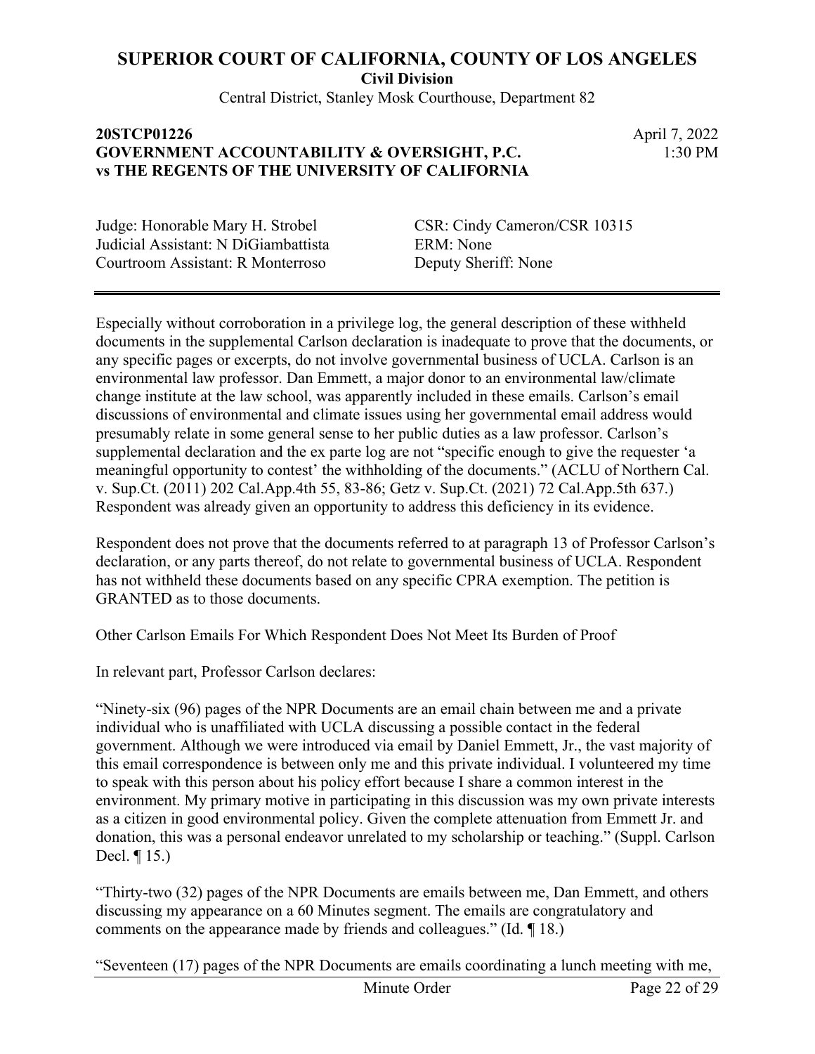Especially without corroboration in a privilege log, the general description of these withheld documents in the supplemental Carlson declaration is inadequate to prove that the documents, or any specific pages or excerpts, do not involve governmental business of UCLA. Carlson is an environmental law professor. Dan Emmett, a major donor to an environmental law/climate change institute at the law school, was apparently included in these emails. Carlson's email discussions of environmental and climate issues using her governmental email address would presumably relate in some general sense to her public duties as a law professor. Carlson's supplemental declaration and the ex parte log are not "specific enough to give the requester 'a meaningful opportunity to contest' the withholding of the documents." (ACLU of Northern Cal. v. Sup.Ct. (2011) 202 Cal.App.4th 55, 83-86; Getz v. Sup.Ct. (2021) 72 Cal.App.5th 637.) Respondent was already given an opportunity to address this deficiency in its evidence.

Respondent does not prove that the documents referred to at paragraph 13 of Professor Carlson's declaration, or any parts thereof, do not relate to governmental business of UCLA. Respondent has not withheld these documents based on any specific CPRA exemption. The petition is GRANTED as to those documents.

Other Carlson Emails For Which Respondent Does Not Meet Its Burden of Proof

In relevant part, Professor Carlson declares:

"Ninety-six (96) pages of the NPR Documents are an email chain between me and a private individual who is unaffiliated with UCLA discussing a possible contact in the federal government. Although we were introduced via email by Daniel Emmett, Jr., the vast majority of this email correspondence is between only me and this private individual. I volunteered my time to speak with this person about his policy effort because I share a common interest in the environment. My primary motive in participating in this discussion was my own private interests as a citizen in good environmental policy. Given the complete attenuation from Emmett Jr. and donation, this was a personal endeavor unrelated to my scholarship or teaching." (Suppl. Carlson Decl. ¶ 15.)

"Thirty-two (32) pages of the NPR Documents are emails between me, Dan Emmett, and others discussing my appearance on a 60 Minutes segment. The emails are congratulatory and comments on the appearance made by friends and colleagues." (Id. ¶ 18.)

"Seventeen (17) pages of the NPR Documents are emails coordinating a lunch meeting with me,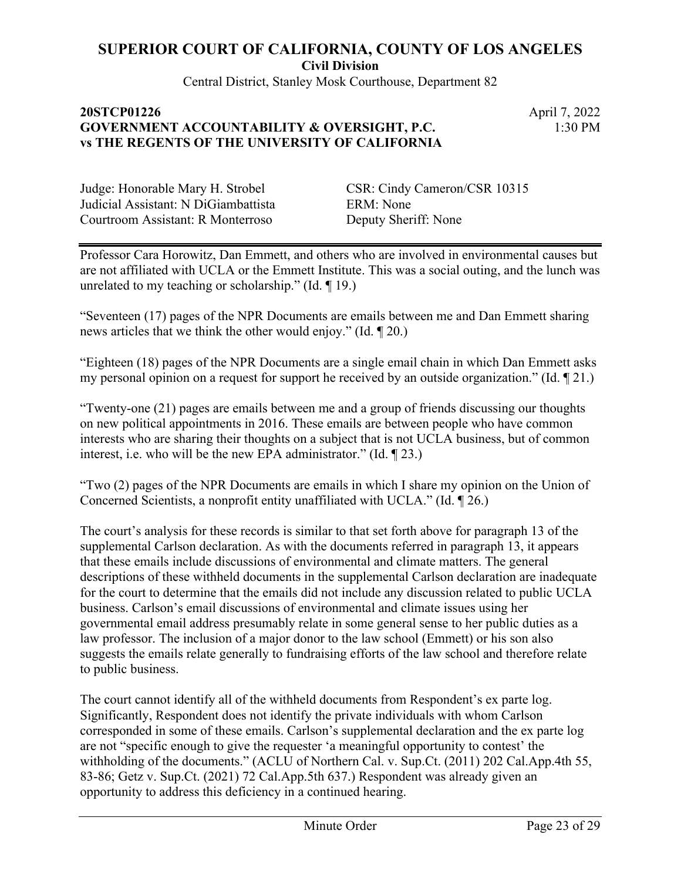Professor Cara Horowitz, Dan Emmett, and others who are involved in environmental causes but are not affiliated with UCLA or the Emmett Institute. This was a social outing, and the lunch was unrelated to my teaching or scholarship." (Id. ¶ 19.)

"Seventeen (17) pages of the NPR Documents are emails between me and Dan Emmett sharing news articles that we think the other would enjoy." (Id. ¶ 20.)

"Eighteen (18) pages of the NPR Documents are a single email chain in which Dan Emmett asks my personal opinion on a request for support he received by an outside organization." (Id. ¶ 21.)

"Twenty-one (21) pages are emails between me and a group of friends discussing our thoughts on new political appointments in 2016. These emails are between people who have common interests who are sharing their thoughts on a subject that is not UCLA business, but of common interest, i.e. who will be the new EPA administrator." (Id. ¶ 23.)

"Two (2) pages of the NPR Documents are emails in which I share my opinion on the Union of Concerned Scientists, a nonprofit entity unaffiliated with UCLA." (Id. ¶ 26.)

The court's analysis for these records is similar to that set forth above for paragraph 13 of the supplemental Carlson declaration. As with the documents referred in paragraph 13, it appears that these emails include discussions of environmental and climate matters. The general descriptions of these withheld documents in the supplemental Carlson declaration are inadequate for the court to determine that the emails did not include any discussion related to public UCLA business. Carlson's email discussions of environmental and climate issues using her governmental email address presumably relate in some general sense to her public duties as a law professor. The inclusion of a major donor to the law school (Emmett) or his son also suggests the emails relate generally to fundraising efforts of the law school and therefore relate to public business.

The court cannot identify all of the withheld documents from Respondent's ex parte log. Significantly, Respondent does not identify the private individuals with whom Carlson corresponded in some of these emails. Carlson's supplemental declaration and the ex parte log are not "specific enough to give the requester 'a meaningful opportunity to contest' the withholding of the documents." (ACLU of Northern Cal. v. Sup.Ct. (2011) 202 Cal.App.4th 55, 83-86; Getz v. Sup.Ct. (2021) 72 Cal.App.5th 637.) Respondent was already given an opportunity to address this deficiency in a continued hearing.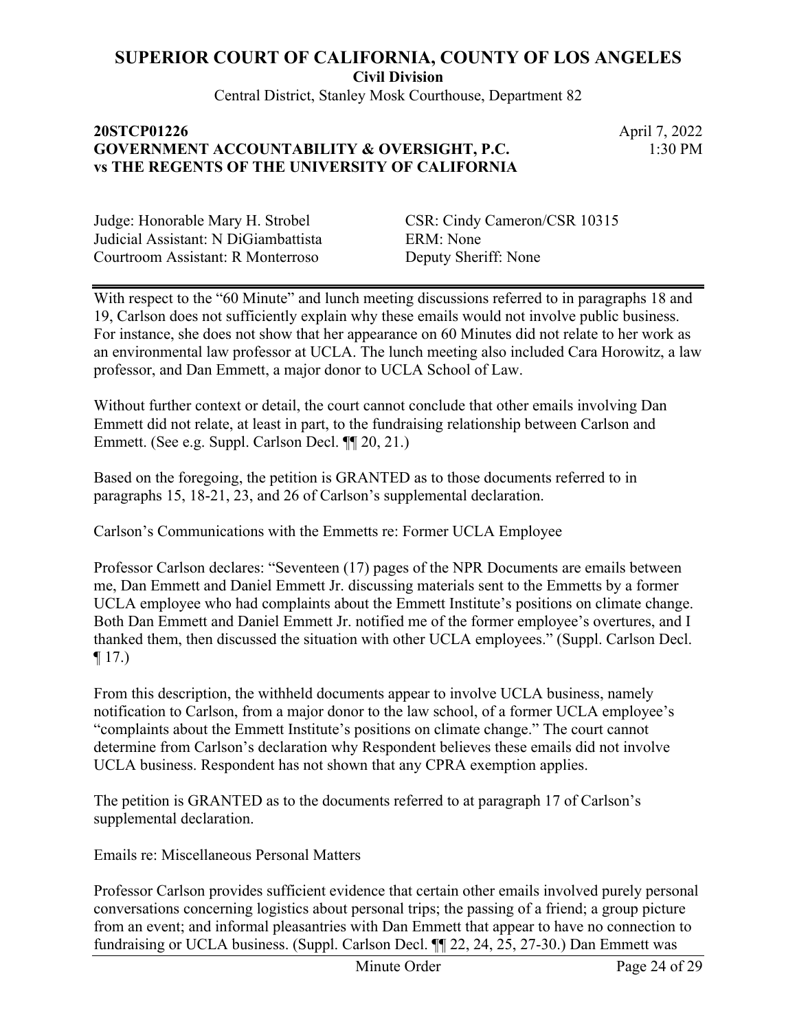With respect to the "60 Minute" and lunch meeting discussions referred to in paragraphs 18 and 19, Carlson does not sufficiently explain why these emails would not involve public business. For instance, she does not show that her appearance on 60 Minutes did not relate to her work as an environmental law professor at UCLA. The lunch meeting also included Cara Horowitz, a law professor, and Dan Emmett, a major donor to UCLA School of Law.

Without further context or detail, the court cannot conclude that other emails involving Dan Emmett did not relate, at least in part, to the fundraising relationship between Carlson and Emmett. (See e.g. Suppl. Carlson Decl. ¶¶ 20, 21.)

Based on the foregoing, the petition is GRANTED as to those documents referred to in paragraphs 15, 18-21, 23, and 26 of Carlson's supplemental declaration.

Carlson's Communications with the Emmetts re: Former UCLA Employee

Professor Carlson declares: "Seventeen (17) pages of the NPR Documents are emails between me, Dan Emmett and Daniel Emmett Jr. discussing materials sent to the Emmetts by a former UCLA employee who had complaints about the Emmett Institute's positions on climate change. Both Dan Emmett and Daniel Emmett Jr. notified me of the former employee's overtures, and I thanked them, then discussed the situation with other UCLA employees." (Suppl. Carlson Decl. ¶ 17.)

From this description, the withheld documents appear to involve UCLA business, namely notification to Carlson, from a major donor to the law school, of a former UCLA employee's "complaints about the Emmett Institute's positions on climate change." The court cannot determine from Carlson's declaration why Respondent believes these emails did not involve UCLA business. Respondent has not shown that any CPRA exemption applies.

The petition is GRANTED as to the documents referred to at paragraph 17 of Carlson's supplemental declaration.

Emails re: Miscellaneous Personal Matters

Professor Carlson provides sufficient evidence that certain other emails involved purely personal conversations concerning logistics about personal trips; the passing of a friend; a group picture from an event; and informal pleasantries with Dan Emmett that appear to have no connection to fundraising or UCLA business. (Suppl. Carlson Decl. ¶¶ 22, 24, 25, 27-30.) Dan Emmett was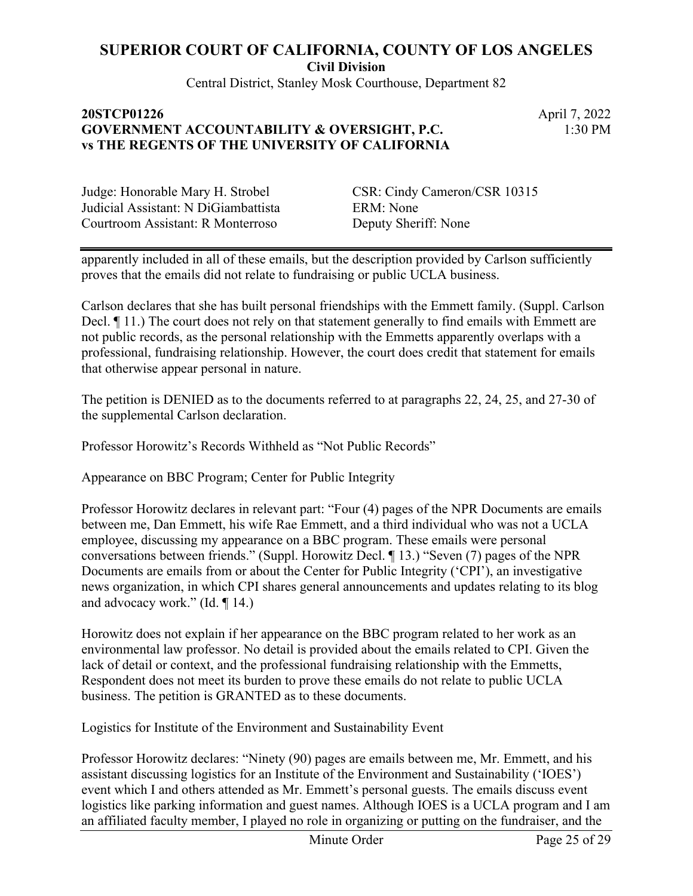apparently included in all of these emails, but the description provided by Carlson sufficiently proves that the emails did not relate to fundraising or public UCLA business.

Carlson declares that she has built personal friendships with the Emmett family. (Suppl. Carlson Decl. ¶ 11.) The court does not rely on that statement generally to find emails with Emmett are not public records, as the personal relationship with the Emmetts apparently overlaps with a professional, fundraising relationship. However, the court does credit that statement for emails that otherwise appear personal in nature.

The petition is DENIED as to the documents referred to at paragraphs 22, 24, 25, and 27-30 of the supplemental Carlson declaration.

Professor Horowitz's Records Withheld as "Not Public Records"

Appearance on BBC Program; Center for Public Integrity

Professor Horowitz declares in relevant part: "Four (4) pages of the NPR Documents are emails between me, Dan Emmett, his wife Rae Emmett, and a third individual who was not a UCLA employee, discussing my appearance on a BBC program. These emails were personal conversations between friends." (Suppl. Horowitz Decl. ¶ 13.) "Seven (7) pages of the NPR Documents are emails from or about the Center for Public Integrity ('CPI'), an investigative news organization, in which CPI shares general announcements and updates relating to its blog and advocacy work." (Id. ¶ 14.)

Horowitz does not explain if her appearance on the BBC program related to her work as an environmental law professor. No detail is provided about the emails related to CPI. Given the lack of detail or context, and the professional fundraising relationship with the Emmetts, Respondent does not meet its burden to prove these emails do not relate to public UCLA business. The petition is GRANTED as to these documents.

Logistics for Institute of the Environment and Sustainability Event

Professor Horowitz declares: "Ninety (90) pages are emails between me, Mr. Emmett, and his assistant discussing logistics for an Institute of the Environment and Sustainability ('IOES') event which I and others attended as Mr. Emmett's personal guests. The emails discuss event logistics like parking information and guest names. Although IOES is a UCLA program and I am an affiliated faculty member, I played no role in organizing or putting on the fundraiser, and the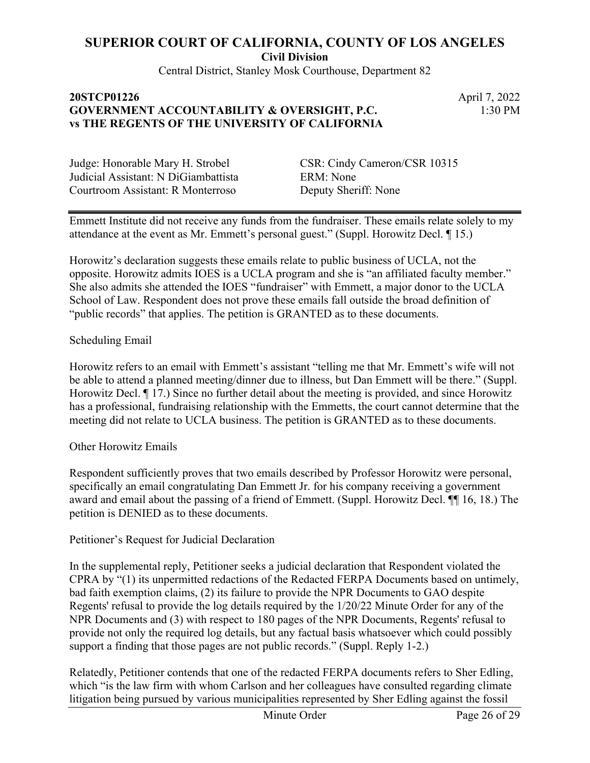Emmett Institute did not receive any funds from the fundraiser. These emails relate solely to my attendance at the event as Mr. Emmett's personal guest." (Suppl. Horowitz Decl. ¶ 15.)

Horowitz's declaration suggests these emails relate to public business of UCLA, not the opposite. Horowitz admits IOES is a UCLA program and she is "an affiliated faculty member." She also admits she attended the IOES "fundraiser" with Emmett, a major donor to the UCLA School of Law. Respondent does not prove these emails fall outside the broad definition of "public records" that applies. The petition is GRANTED as to these documents.

Scheduling Email

Horowitz refers to an email with Emmett's assistant "telling me that Mr. Emmett's wife will not be able to attend a planned meeting/dinner due to illness, but Dan Emmett will be there." (Suppl. Horowitz Decl. ¶ 17.) Since no further detail about the meeting is provided, and since Horowitz has a professional, fundraising relationship with the Emmetts, the court cannot determine that the meeting did not relate to UCLA business. The petition is GRANTED as to these documents.

Other Horowitz Emails

Respondent sufficiently proves that two emails described by Professor Horowitz were personal, specifically an email congratulating Dan Emmett Jr. for his company receiving a government award and email about the passing of a friend of Emmett. (Suppl. Horowitz Decl. ¶¶ 16, 18.) The petition is DENIED as to these documents.

Petitioner's Request for Judicial Declaration

In the supplemental reply, Petitioner seeks a judicial declaration that Respondent violated the CPRA by "(1) its unpermitted redactions of the Redacted FERPA Documents based on untimely, bad faith exemption claims, (2) its failure to provide the NPR Documents to GAO despite Regents' refusal to provide the log details required by the 1/20/22 Minute Order for any of the NPR Documents and (3) with respect to 180 pages of the NPR Documents, Regents' refusal to provide not only the required log details, but any factual basis whatsoever which could possibly support a finding that those pages are not public records." (Suppl. Reply 1-2.)

Relatedly, Petitioner contends that one of the redacted FERPA documents refers to Sher Edling, which "is the law firm with whom Carlson and her colleagues have consulted regarding climate litigation being pursued by various municipalities represented by Sher Edling against the fossil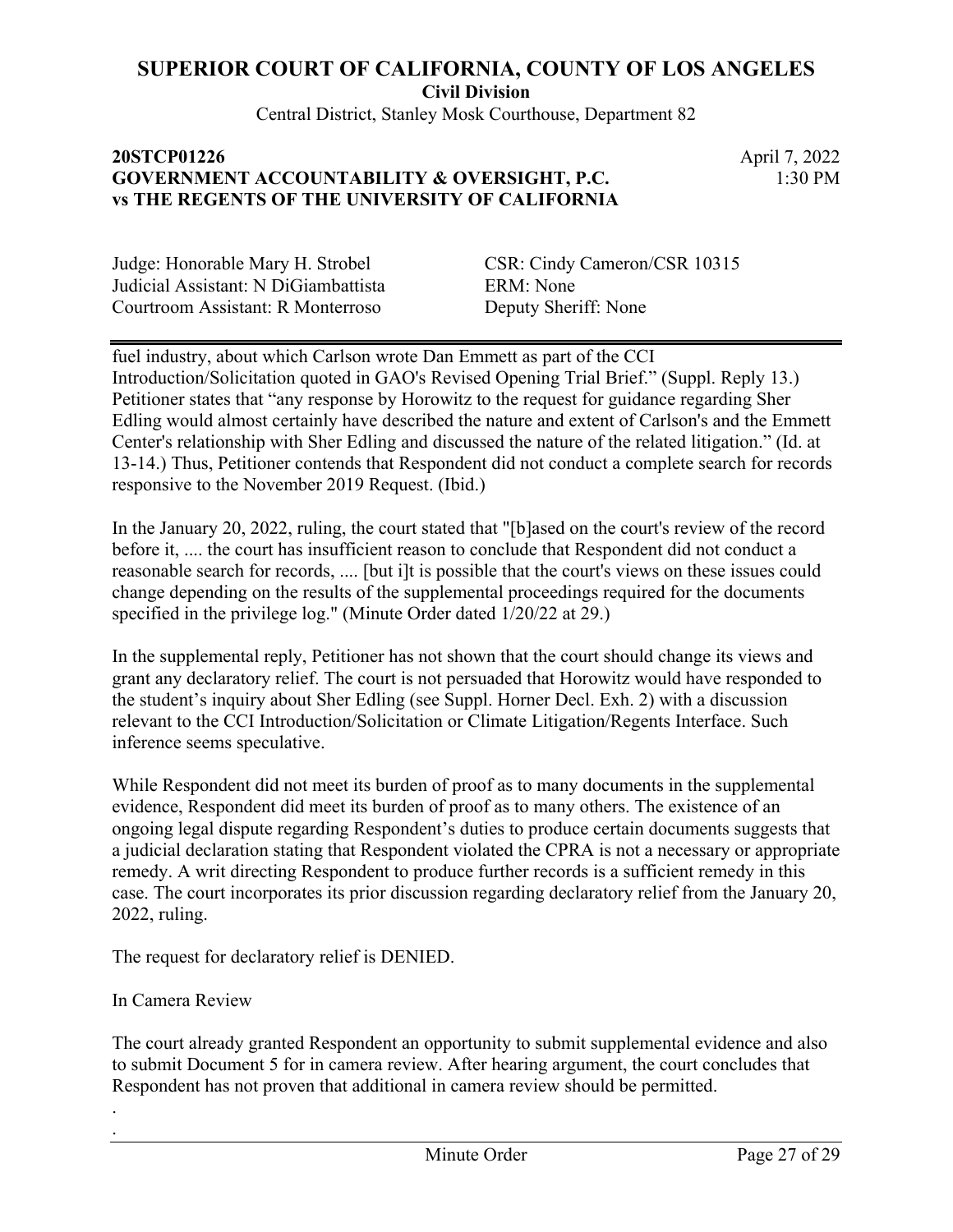fuel industry, about which Carlson wrote Dan Emmett as part of the CCI Introduction/Solicitation quoted in GAO's Revised Opening Trial Brief." (Suppl. Reply 13.) Petitioner states that "any response by Horowitz to the request for guidance regarding Sher Edling would almost certainly have described the nature and extent of Carlson's and the Emmett Center's relationship with Sher Edling and discussed the nature of the related litigation." (Id. at 13-14.) Thus, Petitioner contends that Respondent did not conduct a complete search for records responsive to the November 2019 Request. (Ibid.)

In the January 20, 2022, ruling, the court stated that "[b]ased on the court's review of the record before it, .... the court has insufficient reason to conclude that Respondent did not conduct a reasonable search for records, .... [but i]t is possible that the court's views on these issues could change depending on the results of the supplemental proceedings required for the documents specified in the privilege log." (Minute Order dated 1/20/22 at 29.)

In the supplemental reply, Petitioner has not shown that the court should change its views and grant any declaratory relief. The court is not persuaded that Horowitz would have responded to the student's inquiry about Sher Edling (see Suppl. Horner Decl. Exh. 2) with a discussion relevant to the CCI Introduction/Solicitation or Climate Litigation/Regents Interface. Such inference seems speculative.

While Respondent did not meet its burden of proof as to many documents in the supplemental evidence, Respondent did meet its burden of proof as to many others. The existence of an ongoing legal dispute regarding Respondent's duties to produce certain documents suggests that a judicial declaration stating that Respondent violated the CPRA is not a necessary or appropriate remedy. A writ directing Respondent to produce further records is a sufficient remedy in this case. The court incorporates its prior discussion regarding declaratory relief from the January 20, 2022, ruling.

The request for declaratory relief is DENIED.

In Camera Review

The court already granted Respondent an opportunity to submit supplemental evidence and also to submit Document 5 for in camera review. After hearing argument, the court concludes that Respondent has not proven that additional in camera review should be permitted.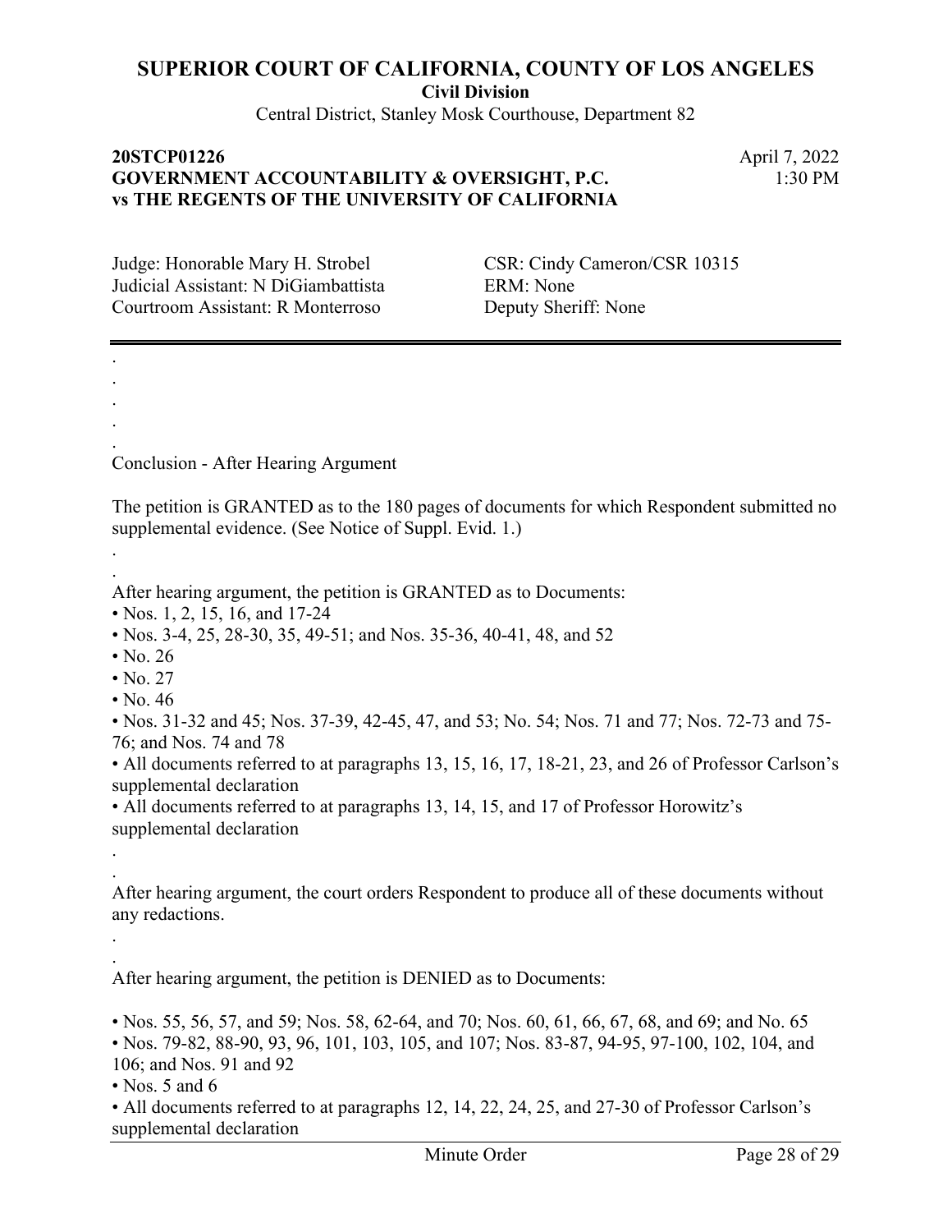**SUPERIOR COURT OF CALIFORNIA, COUNTY OF LOS ANGELES**
**Civil Division**
Central District, Stanley Mosk Courthouse, Department 82

**20STCP01226**
**GOVERNMENT ACCOUNTABILITY & OVERSIGHT, P.C. vs THE REGENTS OF THE UNIVERSITY OF CALIFORNIA**

April 7, 2022
1:30 PM

Judge: Honorable Mary H. Strobel
Judicial Assistant: N DiGiambattista
Courtroom Assistant: R Monterroso

CSR: Cindy Cameron/CSR 10315
ERM: None
Deputy Sheriff: None

---

.
.
.
.
.
Conclusion - After Hearing Argument

The petition is GRANTED as to the 180 pages of documents for which Respondent submitted no supplemental evidence. (See Notice of Suppl. Evid. 1.)

.
.
After hearing argument, the petition is GRANTED as to Documents:

- Nos. 1, 2, 15, 16, and 17-24
- Nos. 3-4, 25, 28-30, 35, 49-51; and Nos. 35-36, 40-41, 48, and 52
- No. 26
- No. 27
- No. 46
- Nos. 31-32 and 45; Nos. 37-39, 42-45, 47, and 53; No. 54; Nos. 71 and 77; Nos. 72-73 and 75-76; and Nos. 74 and 78
- All documents referred to at paragraphs 13, 15, 16, 17, 18-21, 23, and 26 of Professor Carlson's supplemental declaration
- All documents referred to at paragraphs 13, 14, 15, and 17 of Professor Horowitz's supplemental declaration

.
.
After hearing argument, the court orders Respondent to produce all of these documents without any redactions.

.
.
After hearing argument, the petition is DENIED as to Documents:

- Nos. 55, 56, 57, and 59; Nos. 58, 62-64, and 70; Nos. 60, 61, 66, 67, 68, and 69; and No. 65
- Nos. 79-82, 88-90, 93, 96, 101, 103, 105, and 107; Nos. 83-87, 94-95, 97-100, 102, 104, and 106; and Nos. 91 and 92
- Nos. 5 and 6
- All documents referred to at paragraphs 12, 14, 22, 24, 25, and 27-30 of Professor Carlson's supplemental declaration

Minute Order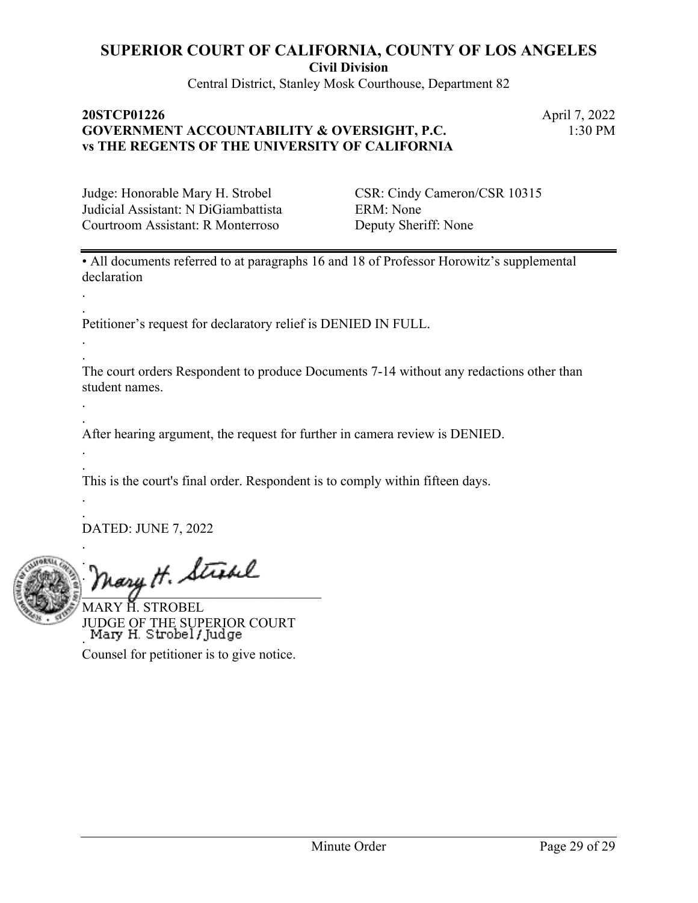**SUPERIOR COURT OF CALIFORNIA, COUNTY OF LOS ANGELES**
**Civil Division**
Central District, Stanley Mosk Courthouse, Department 82

**20STCP01226**
**GOVERNMENT ACCOUNTABILITY & OVERSIGHT, P.C. vs THE REGENTS OF THE UNIVERSITY OF CALIFORNIA**

April 7, 2022
1:30 PM

Judge: Honorable Mary H. Strobel
Judicial Assistant: N DiGiambattista
Courtroom Assistant: R Monterroso

CSR: Cindy Cameron/CSR 10315
ERM: None
Deputy Sheriff: None

- All documents referred to at paragraphs 16 and 18 of Professor Horowitz's supplemental declaration

.

.

Petitioner's request for declaratory relief is DENIED IN FULL.

.

.

The court orders Respondent to produce Documents 7-14 without any redactions other than student names.

.

.

After hearing argument, the request for further in camera review is DENIED.

.

.

This is the court's final order. Respondent is to comply within fifteen days.

.

.

DATED: JUNE 7, 2022

.

.

Mary H. Strobel

MARY H. STROBEL
JUDGE OF THE SUPERIOR COURT
Mary H. Strobel / Judge

.

Counsel for petitioner is to give notice.